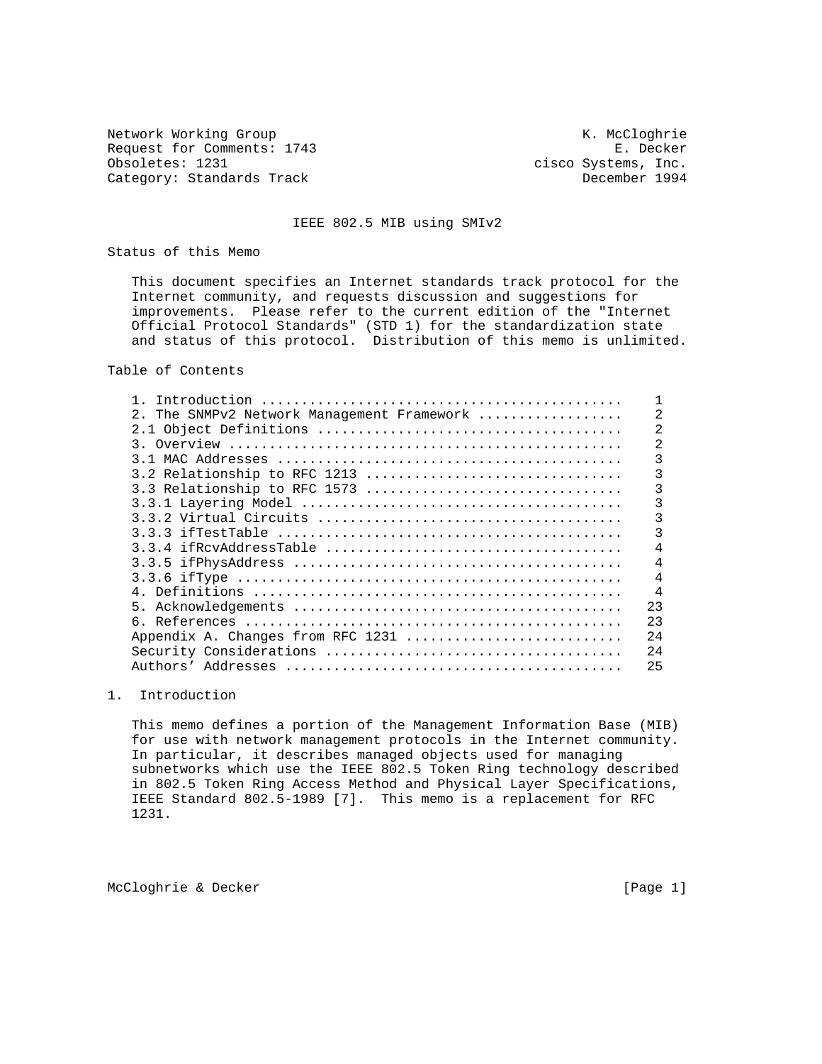Network Working Group K. McCloghrie
Request for Comments: 1743 E. Decker
Obsoletes: 1231 cisco Systems, Inc.
Category: Standards Track December 1994

# IEEE 802.5 MIB using SMIv2

## Status of this Memo

This document specifies an Internet standards track protocol for the Internet community, and requests discussion and suggestions for improvements. Please refer to the current edition of the "Internet Official Protocol Standards" (STD 1) for the standardization state and status of this protocol. Distribution of this memo is unlimited.

## Table of Contents

```
1. Introduction ..........................................    1
2. The SNMPv2 Network Management Framework ...............    2
2.1 Object Definitions ...................................    2
3. Overview ..............................................    2
3.1 MAC Addresses ........................................    3
3.2 Relationship to RFC 1213 .............................    3
3.3 Relationship to RFC 1573 .............................    3
3.3.1 Layering Model .....................................    3
3.3.2 Virtual Circuits ...................................    3
3.3.3 ifTestTable ........................................    3
3.3.4 ifRcvAddressTable ..................................    4
3.3.5 ifPhysAddress ......................................    4
3.3.6 ifType .............................................    4
4. Definitions ...........................................    4
5. Acknowledgements ......................................   23
6. References ............................................   23
Appendix A. Changes from RFC 1231 ........................   24
Security Considerations ..................................   24
Authors' Addresses .......................................   25
```

## 1. Introduction

This memo defines a portion of the Management Information Base (MIB) for use with network management protocols in the Internet community. In particular, it describes managed objects used for managing subnetworks which use the IEEE 802.5 Token Ring technology described in 802.5 Token Ring Access Method and Physical Layer Specifications, IEEE Standard 802.5-1989 [7]. This memo is a replacement for RFC 1231.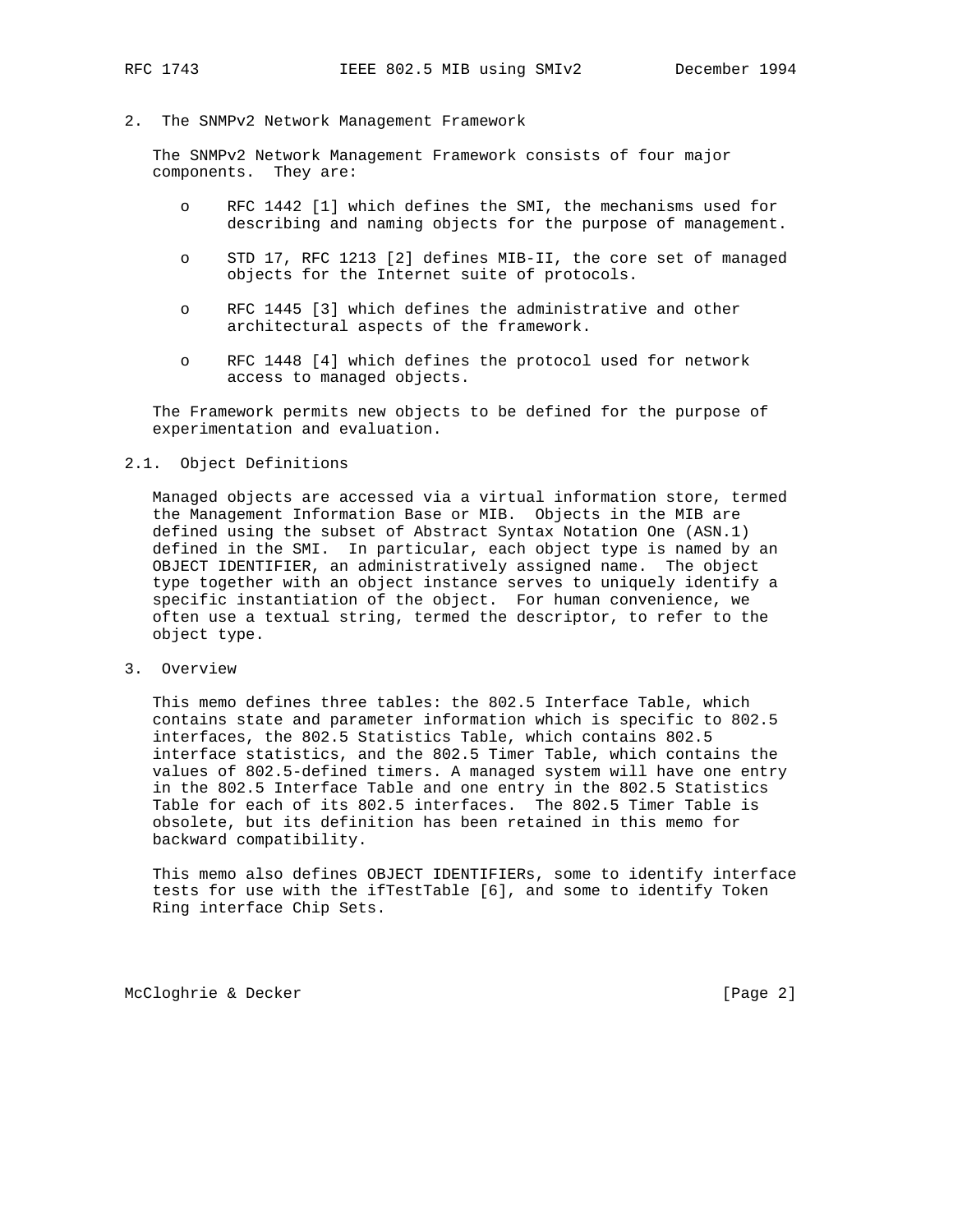## 2. The SNMPv2 Network Management Framework

The SNMPv2 Network Management Framework consists of four major components. They are:

- RFC 1442 [1] which defines the SMI, the mechanisms used for describing and naming objects for the purpose of management.
- STD 17, RFC 1213 [2] defines MIB-II, the core set of managed objects for the Internet suite of protocols.
- RFC 1445 [3] which defines the administrative and other architectural aspects of the framework.
- RFC 1448 [4] which defines the protocol used for network access to managed objects.

The Framework permits new objects to be defined for the purpose of experimentation and evaluation.

### 2.1. Object Definitions

Managed objects are accessed via a virtual information store, termed the Management Information Base or MIB. Objects in the MIB are defined using the subset of Abstract Syntax Notation One (ASN.1) defined in the SMI. In particular, each object type is named by an OBJECT IDENTIFIER, an administratively assigned name. The object type together with an object instance serves to uniquely identify a specific instantiation of the object. For human convenience, we often use a textual string, termed the descriptor, to refer to the object type.

## 3. Overview

This memo defines three tables: the 802.5 Interface Table, which contains state and parameter information which is specific to 802.5 interfaces, the 802.5 Statistics Table, which contains 802.5 interface statistics, and the 802.5 Timer Table, which contains the values of 802.5-defined timers. A managed system will have one entry in the 802.5 Interface Table and one entry in the 802.5 Statistics Table for each of its 802.5 interfaces. The 802.5 Timer Table is obsolete, but its definition has been retained in this memo for backward compatibility.

This memo also defines OBJECT IDENTIFIERs, some to identify interface tests for use with the ifTestTable [6], and some to identify Token Ring interface Chip Sets.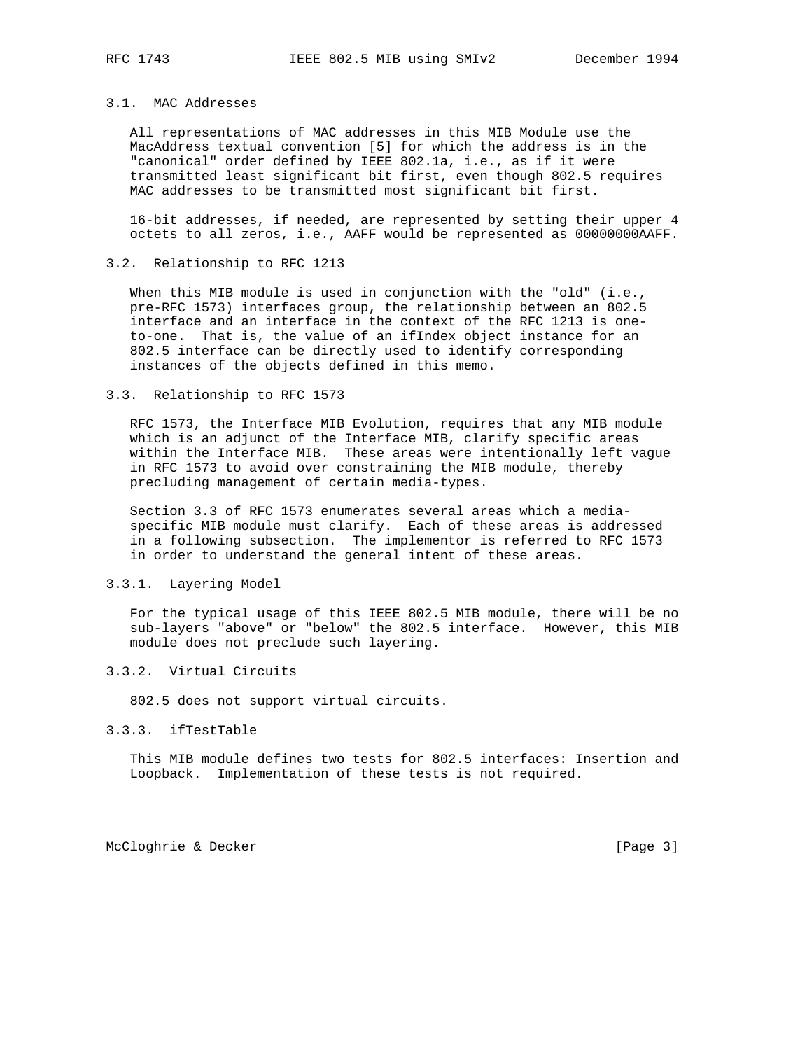### 3.1. MAC Addresses

All representations of MAC addresses in this MIB Module use the MacAddress textual convention [5] for which the address is in the "canonical" order defined by IEEE 802.1a, i.e., as if it were transmitted least significant bit first, even though 802.5 requires MAC addresses to be transmitted most significant bit first.

16-bit addresses, if needed, are represented by setting their upper 4 octets to all zeros, i.e., AAFF would be represented as 00000000AAFF.

### 3.2. Relationship to RFC 1213

When this MIB module is used in conjunction with the "old" (i.e., pre-RFC 1573) interfaces group, the relationship between an 802.5 interface and an interface in the context of the RFC 1213 is one-to-one. That is, the value of an ifIndex object instance for an 802.5 interface can be directly used to identify corresponding instances of the objects defined in this memo.

### 3.3. Relationship to RFC 1573

RFC 1573, the Interface MIB Evolution, requires that any MIB module which is an adjunct of the Interface MIB, clarify specific areas within the Interface MIB. These areas were intentionally left vague in RFC 1573 to avoid over constraining the MIB module, thereby precluding management of certain media-types.

Section 3.3 of RFC 1573 enumerates several areas which a media-specific MIB module must clarify. Each of these areas is addressed in a following subsection. The implementor is referred to RFC 1573 in order to understand the general intent of these areas.

#### 3.3.1. Layering Model

For the typical usage of this IEEE 802.5 MIB module, there will be no sub-layers "above" or "below" the 802.5 interface. However, this MIB module does not preclude such layering.

#### 3.3.2. Virtual Circuits

802.5 does not support virtual circuits.

#### 3.3.3. ifTestTable

This MIB module defines two tests for 802.5 interfaces: Insertion and Loopback. Implementation of these tests is not required.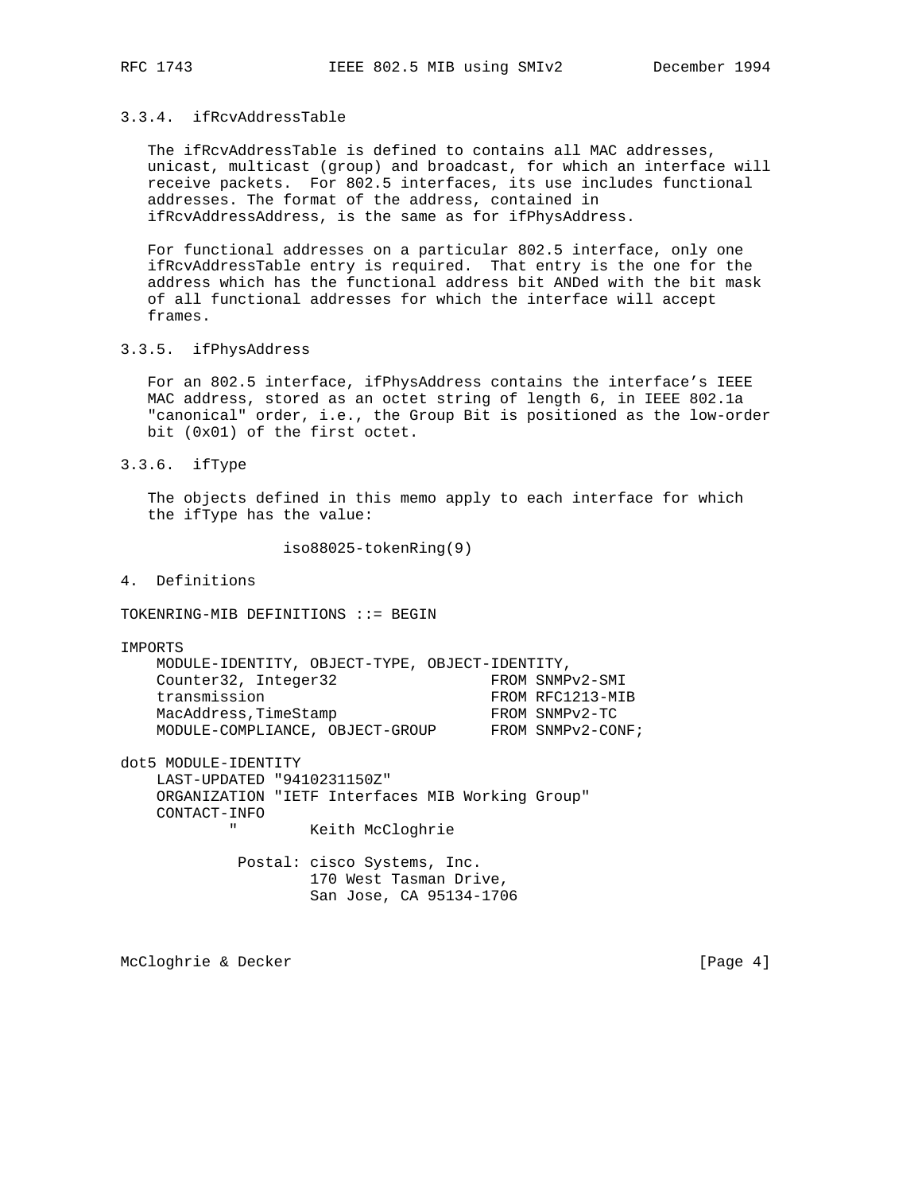### 3.3.4. ifRcvAddressTable

The ifRcvAddressTable is defined to contains all MAC addresses, unicast, multicast (group) and broadcast, for which an interface will receive packets. For 802.5 interfaces, its use includes functional addresses. The format of the address, contained in ifRcvAddressAddress, is the same as for ifPhysAddress.

For functional addresses on a particular 802.5 interface, only one ifRcvAddressTable entry is required. That entry is the one for the address which has the functional address bit ANDed with the bit mask of all functional addresses for which the interface will accept frames.

### 3.3.5. ifPhysAddress

For an 802.5 interface, ifPhysAddress contains the interface's IEEE MAC address, stored as an octet string of length 6, in IEEE 802.1a "canonical" order, i.e., the Group Bit is positioned as the low-order bit (0x01) of the first octet.

### 3.3.6. ifType

The objects defined in this memo apply to each interface for which the ifType has the value:

```
                 iso88025-tokenRing(9)
```

## 4. Definitions

```
TOKENRING-MIB DEFINITIONS ::= BEGIN

IMPORTS
    MODULE-IDENTITY, OBJECT-TYPE, OBJECT-IDENTITY,
    Counter32, Integer32                 FROM SNMPv2-SMI
    transmission                         FROM RFC1213-MIB
    MacAddress,TimeStamp                 FROM SNMPv2-TC
    MODULE-COMPLIANCE, OBJECT-GROUP      FROM SNMPv2-CONF;

dot5 MODULE-IDENTITY
    LAST-UPDATED "9410231150Z"
    ORGANIZATION "IETF Interfaces MIB Working Group"
    CONTACT-INFO
            "        Keith McCloghrie

             Postal: cisco Systems, Inc.
                     170 West Tasman Drive,
                     San Jose, CA 95134-1706
```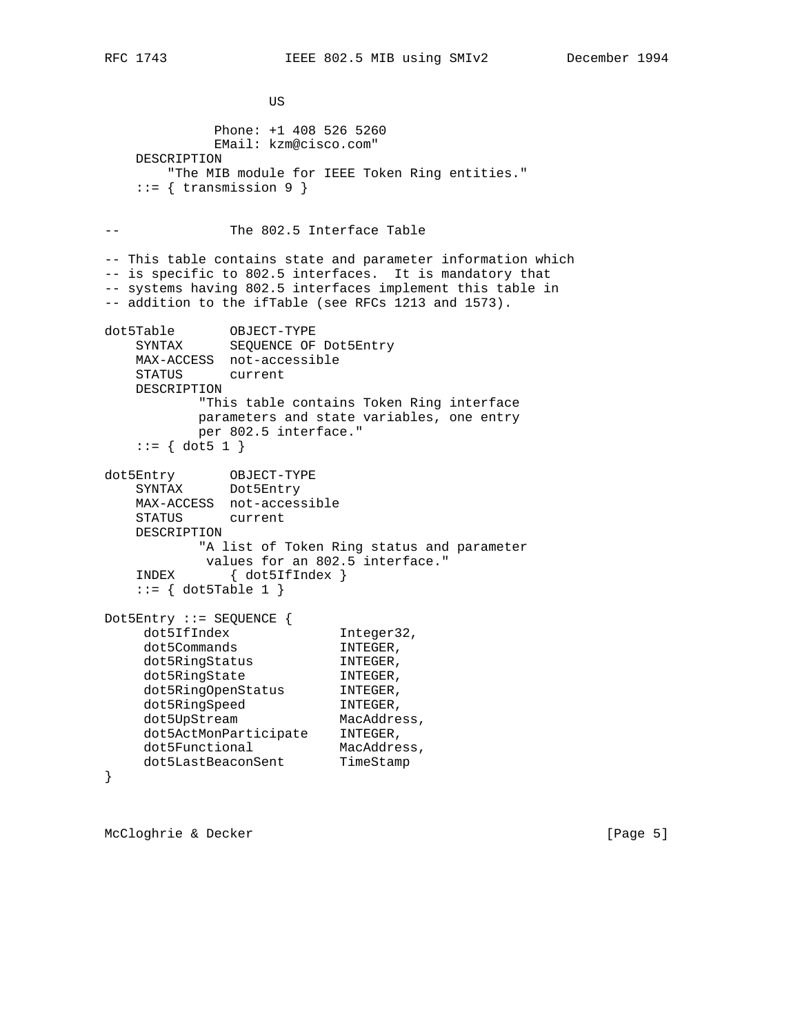```
                     US

              Phone: +1 408 526 5260
              EMail: kzm@cisco.com"
    DESCRIPTION
        "The MIB module for IEEE Token Ring entities."
    ::= { transmission 9 }


--              The 802.5 Interface Table

-- This table contains state and parameter information which
-- is specific to 802.5 interfaces.  It is mandatory that
-- systems having 802.5 interfaces implement this table in
-- addition to the ifTable (see RFCs 1213 and 1573).

dot5Table       OBJECT-TYPE
    SYNTAX      SEQUENCE OF Dot5Entry
    MAX-ACCESS  not-accessible
    STATUS      current
    DESCRIPTION
            "This table contains Token Ring interface
            parameters and state variables, one entry
            per 802.5 interface."
    ::= { dot5 1 }

dot5Entry       OBJECT-TYPE
    SYNTAX      Dot5Entry
    MAX-ACCESS  not-accessible
    STATUS      current
    DESCRIPTION
            "A list of Token Ring status and parameter
             values for an 802.5 interface."
    INDEX       { dot5IfIndex }
    ::= { dot5Table 1 }

Dot5Entry ::= SEQUENCE {
     dot5IfIndex              Integer32,
     dot5Commands             INTEGER,
     dot5RingStatus           INTEGER,
     dot5RingState            INTEGER,
     dot5RingOpenStatus       INTEGER,
     dot5RingSpeed            INTEGER,
     dot5UpStream             MacAddress,
     dot5ActMonParticipate    INTEGER,
     dot5Functional           MacAddress,
     dot5LastBeaconSent       TimeStamp
}
```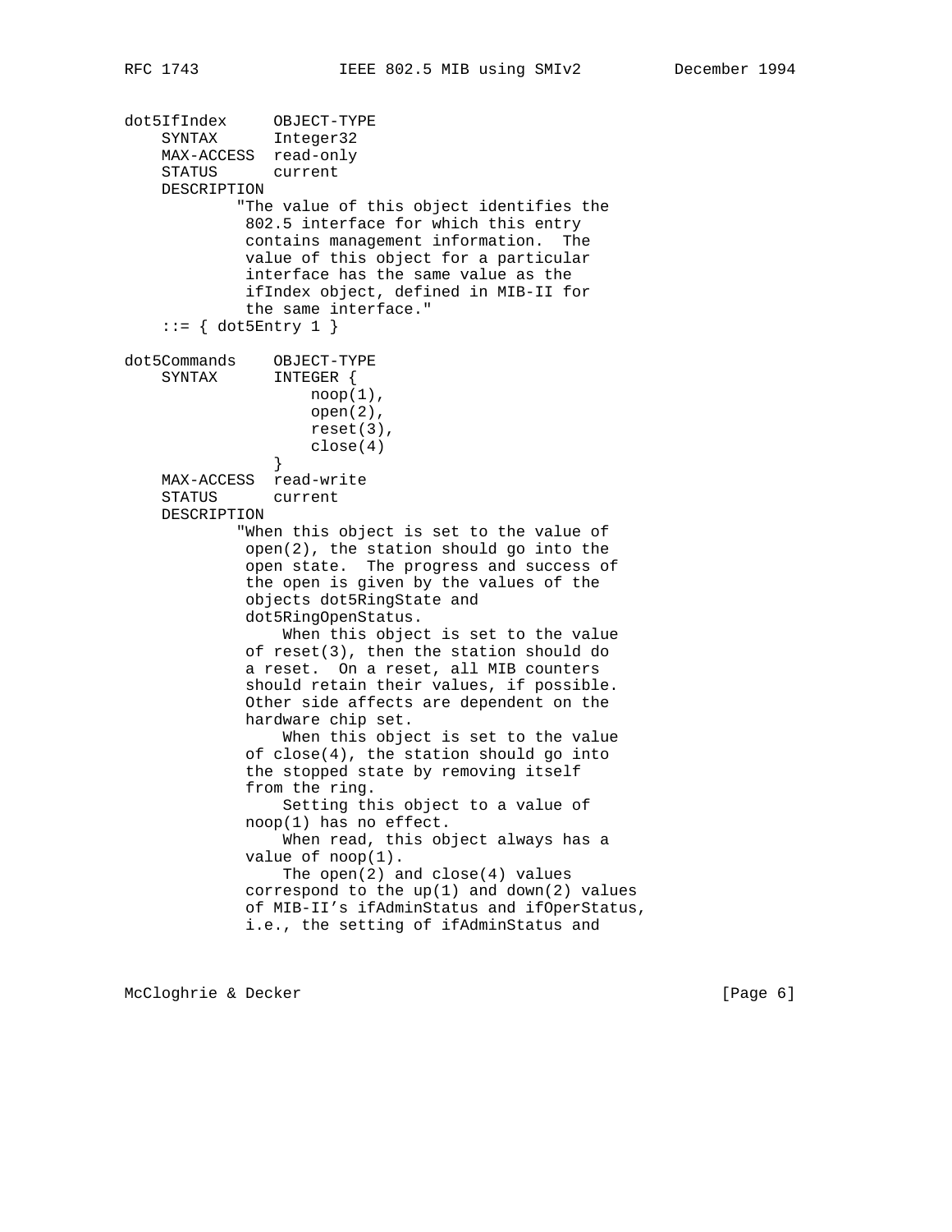```
dot5IfIndex      OBJECT-TYPE
    SYNTAX      Integer32
    MAX-ACCESS  read-only
    STATUS      current
    DESCRIPTION
            "The value of this object identifies the
             802.5 interface for which this entry
             contains management information.  The
             value of this object for a particular
             interface has the same value as the
             ifIndex object, defined in MIB-II for
             the same interface."
    ::= { dot5Entry 1 }

dot5Commands     OBJECT-TYPE
    SYNTAX      INTEGER {
                    noop(1),
                    open(2),
                    reset(3),
                    close(4)
                }
    MAX-ACCESS  read-write
    STATUS      current
    DESCRIPTION
            "When this object is set to the value of
             open(2), the station should go into the
             open state.  The progress and success of
             the open is given by the values of the
             objects dot5RingState and
             dot5RingOpenStatus.
                 When this object is set to the value
             of reset(3), then the station should do
             a reset.  On a reset, all MIB counters
             should retain their values, if possible.
             Other side affects are dependent on the
             hardware chip set.
                 When this object is set to the value
             of close(4), the station should go into
             the stopped state by removing itself
             from the ring.
                 Setting this object to a value of
             noop(1) has no effect.
                 When read, this object always has a
             value of noop(1).
                 The open(2) and close(4) values
             correspond to the up(1) and down(2) values
             of MIB-II's ifAdminStatus and ifOperStatus,
             i.e., the setting of ifAdminStatus and
```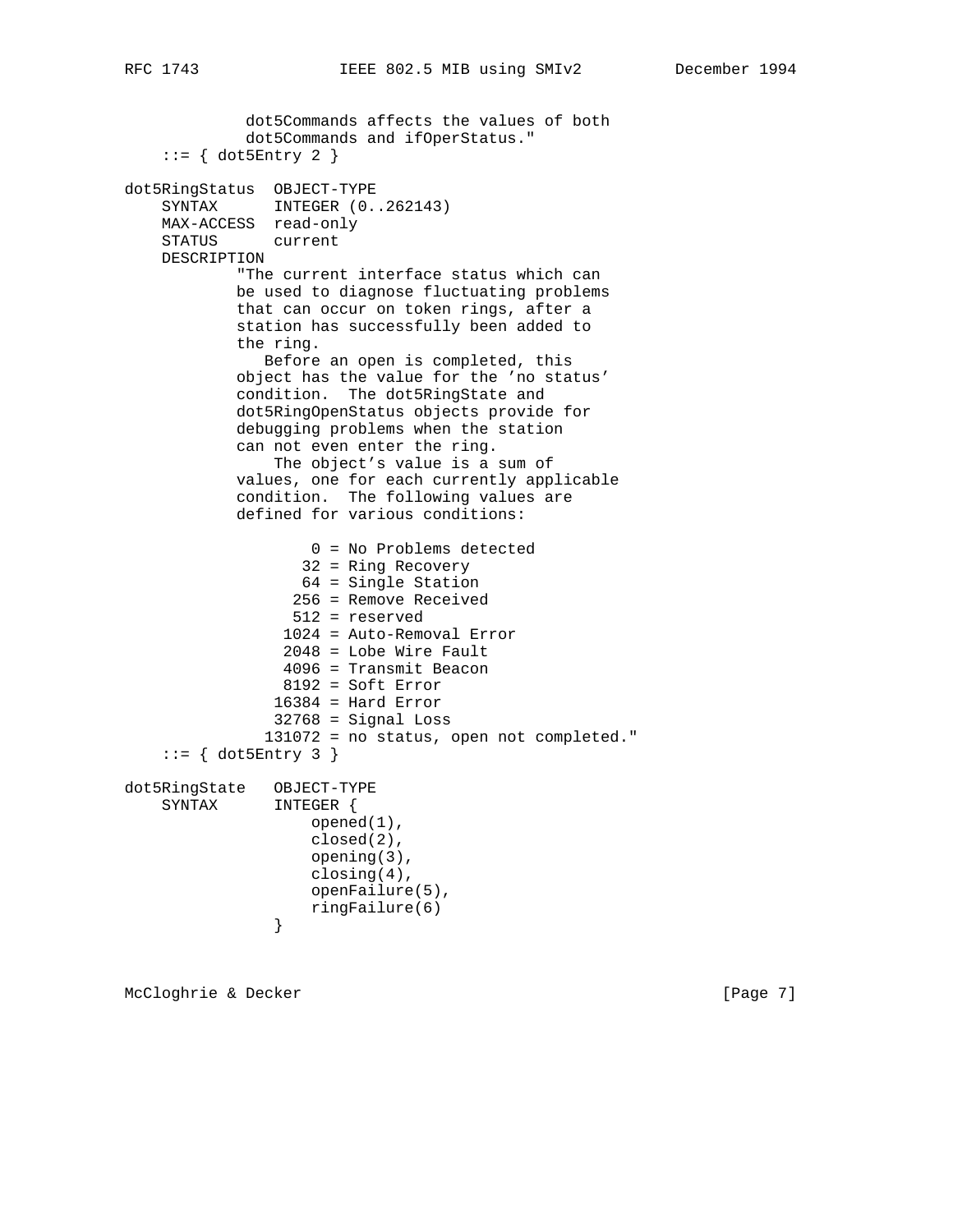```
             dot5Commands affects the values of both
             dot5Commands and ifOperStatus."
    ::= { dot5Entry 2 }

dot5RingStatus  OBJECT-TYPE
    SYNTAX      INTEGER (0..262143)
    MAX-ACCESS  read-only
    STATUS      current
    DESCRIPTION
            "The current interface status which can
            be used to diagnose fluctuating problems
            that can occur on token rings, after a
            station has successfully been added to
            the ring.
               Before an open is completed, this
            object has the value for the 'no status'
            condition.  The dot5RingState and
            dot5RingOpenStatus objects provide for
            debugging problems when the station
            can not even enter the ring.
                The object's value is a sum of
            values, one for each currently applicable
            condition.  The following values are
            defined for various conditions:

                    0 = No Problems detected
                   32 = Ring Recovery
                   64 = Single Station
                  256 = Remove Received
                  512 = reserved
                 1024 = Auto-Removal Error
                 2048 = Lobe Wire Fault
                 4096 = Transmit Beacon
                 8192 = Soft Error
                16384 = Hard Error
                32768 = Signal Loss
               131072 = no status, open not completed."
    ::= { dot5Entry 3 }

dot5RingState   OBJECT-TYPE
    SYNTAX      INTEGER {
                    opened(1),
                    closed(2),
                    opening(3),
                    closing(4),
                    openFailure(5),
                    ringFailure(6)
                }
```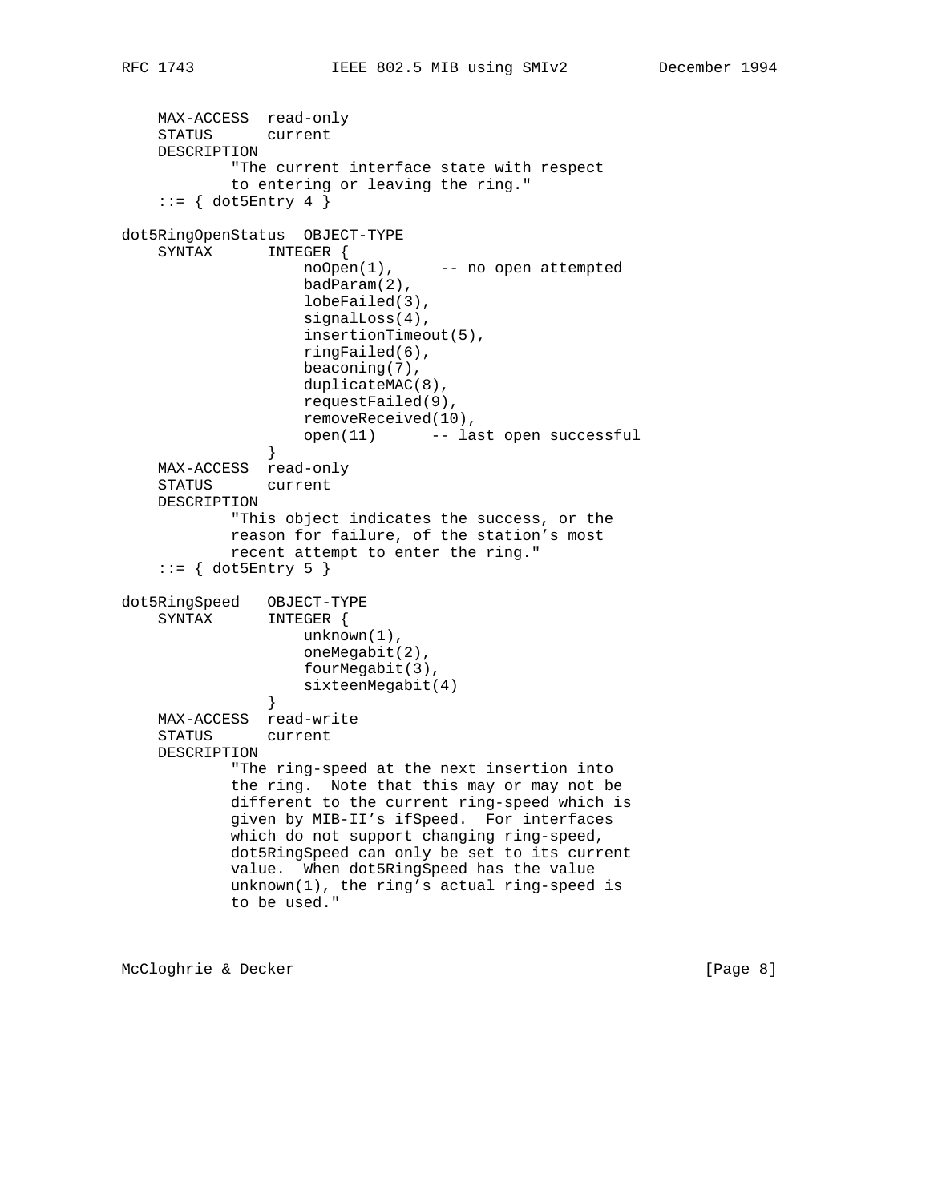```
    MAX-ACCESS  read-only
    STATUS      current
    DESCRIPTION
            "The current interface state with respect
            to entering or leaving the ring."
    ::= { dot5Entry 4 }

dot5RingOpenStatus  OBJECT-TYPE
    SYNTAX      INTEGER {
                    noOpen(1),     -- no open attempted
                    badParam(2),
                    lobeFailed(3),
                    signalLoss(4),
                    insertionTimeout(5),
                    ringFailed(6),
                    beaconing(7),
                    duplicateMAC(8),
                    requestFailed(9),
                    removeReceived(10),
                    open(11)      -- last open successful
                }
    MAX-ACCESS  read-only
    STATUS      current
    DESCRIPTION
            "This object indicates the success, or the
            reason for failure, of the station's most
            recent attempt to enter the ring."
    ::= { dot5Entry 5 }

dot5RingSpeed   OBJECT-TYPE
    SYNTAX      INTEGER {
                    unknown(1),
                    oneMegabit(2),
                    fourMegabit(3),
                    sixteenMegabit(4)
                }
    MAX-ACCESS  read-write
    STATUS      current
    DESCRIPTION
            "The ring-speed at the next insertion into
            the ring.  Note that this may or may not be
            different to the current ring-speed which is
            given by MIB-II's ifSpeed.  For interfaces
            which do not support changing ring-speed,
            dot5RingSpeed can only be set to its current
            value.  When dot5RingSpeed has the value
            unknown(1), the ring's actual ring-speed is
            to be used."
```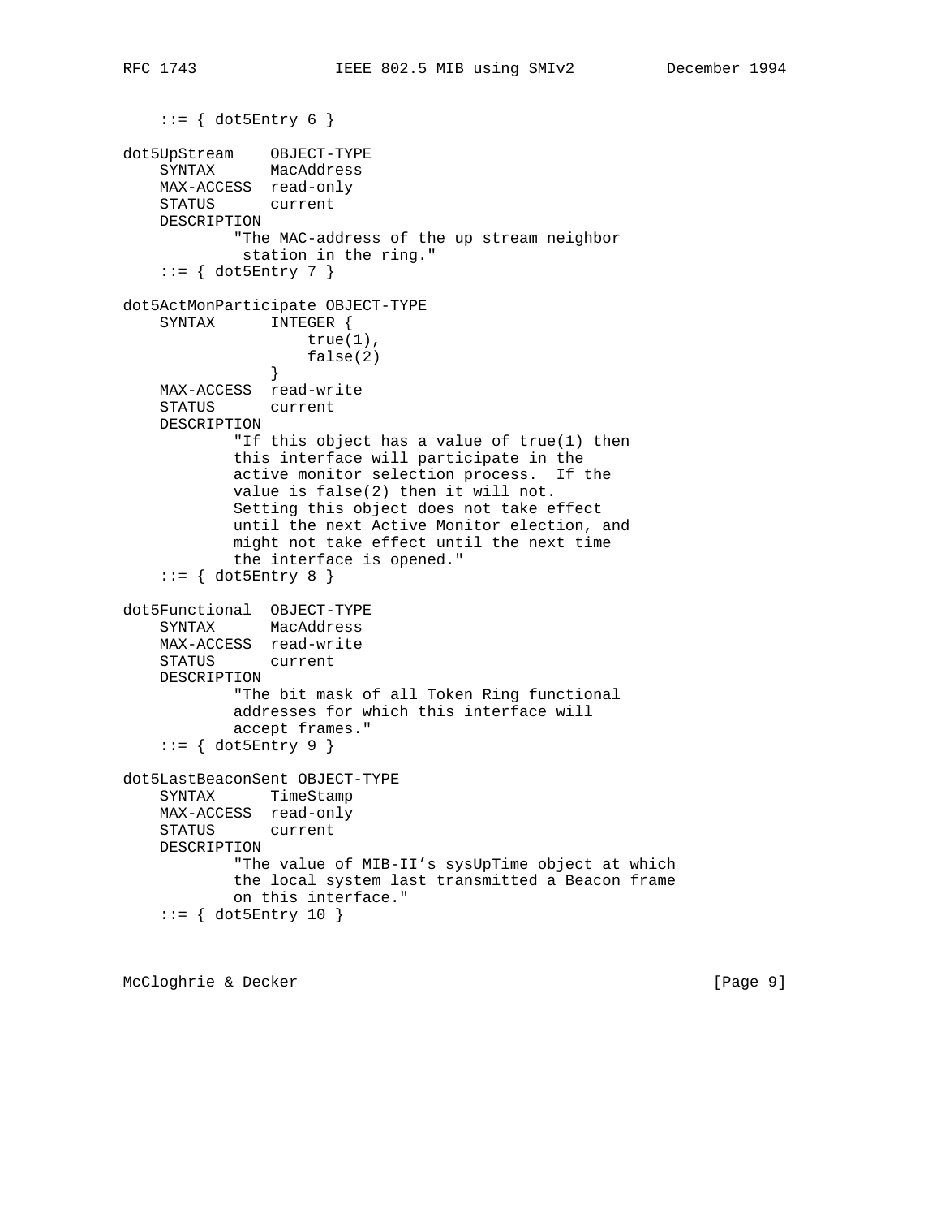```
    ::= { dot5Entry 6 }

dot5UpStream    OBJECT-TYPE
    SYNTAX      MacAddress
    MAX-ACCESS  read-only
    STATUS      current
    DESCRIPTION
            "The MAC-address of the up stream neighbor
             station in the ring."
    ::= { dot5Entry 7 }

dot5ActMonParticipate OBJECT-TYPE
    SYNTAX      INTEGER {
                    true(1),
                    false(2)
                }
    MAX-ACCESS  read-write
    STATUS      current
    DESCRIPTION
            "If this object has a value of true(1) then
            this interface will participate in the
            active monitor selection process.  If the
            value is false(2) then it will not.
            Setting this object does not take effect
            until the next Active Monitor election, and
            might not take effect until the next time
            the interface is opened."
    ::= { dot5Entry 8 }

dot5Functional  OBJECT-TYPE
    SYNTAX      MacAddress
    MAX-ACCESS  read-write
    STATUS      current
    DESCRIPTION
            "The bit mask of all Token Ring functional
            addresses for which this interface will
            accept frames."
    ::= { dot5Entry 9 }

dot5LastBeaconSent OBJECT-TYPE
    SYNTAX      TimeStamp
    MAX-ACCESS  read-only
    STATUS      current
    DESCRIPTION
            "The value of MIB-II's sysUpTime object at which
            the local system last transmitted a Beacon frame
            on this interface."
    ::= { dot5Entry 10 }
```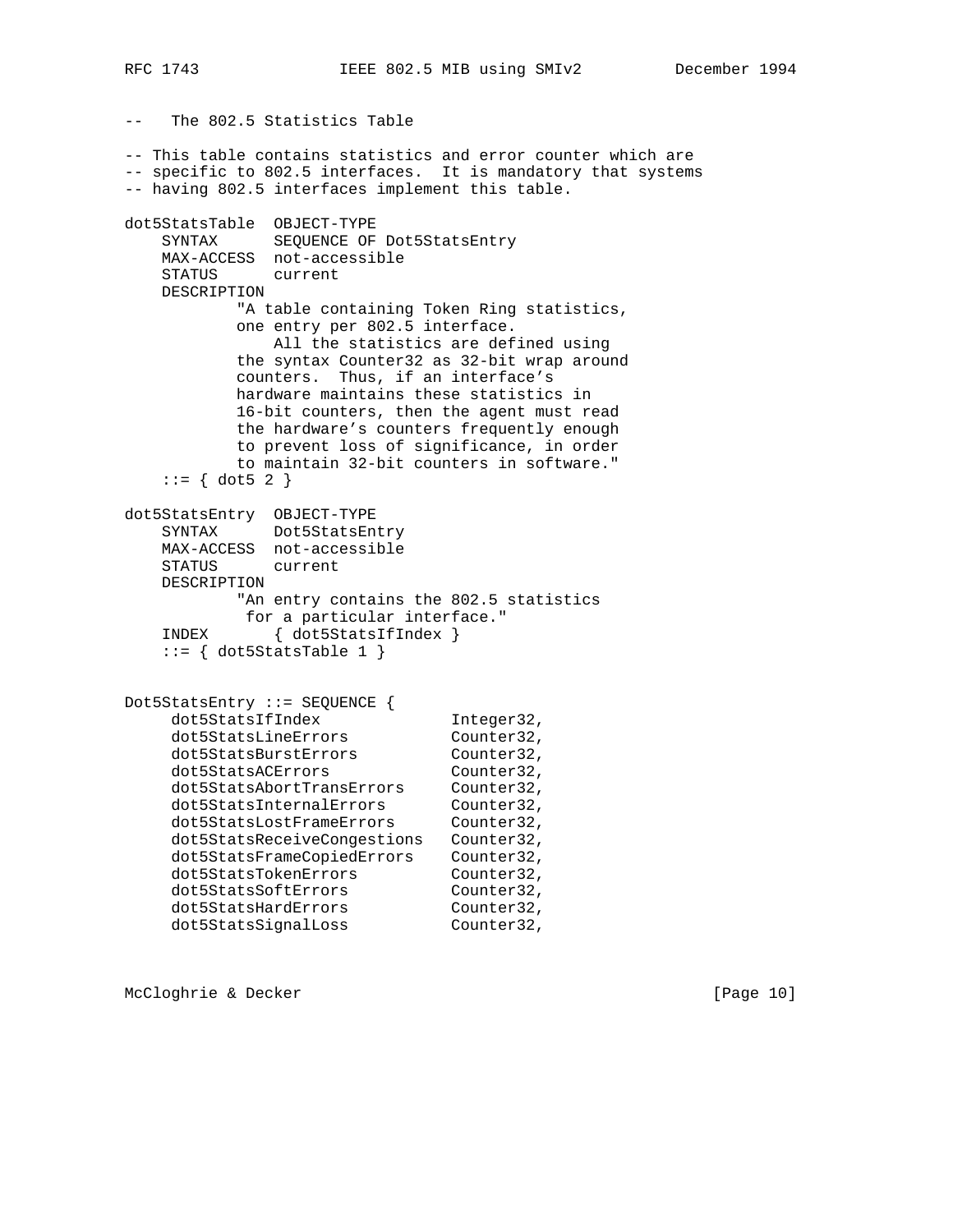```
--   The 802.5 Statistics Table

-- This table contains statistics and error counter which are
-- specific to 802.5 interfaces.  It is mandatory that systems
-- having 802.5 interfaces implement this table.

dot5StatsTable  OBJECT-TYPE
    SYNTAX      SEQUENCE OF Dot5StatsEntry
    MAX-ACCESS  not-accessible
    STATUS      current
    DESCRIPTION
            "A table containing Token Ring statistics,
            one entry per 802.5 interface.
                All the statistics are defined using
            the syntax Counter32 as 32-bit wrap around
            counters.  Thus, if an interface's
            hardware maintains these statistics in
            16-bit counters, then the agent must read
            the hardware's counters frequently enough
            to prevent loss of significance, in order
            to maintain 32-bit counters in software."
    ::= { dot5 2 }

dot5StatsEntry  OBJECT-TYPE
    SYNTAX      Dot5StatsEntry
    MAX-ACCESS  not-accessible
    STATUS      current
    DESCRIPTION
            "An entry contains the 802.5 statistics
             for a particular interface."
    INDEX       { dot5StatsIfIndex }
    ::= { dot5StatsTable 1 }


Dot5StatsEntry ::= SEQUENCE {
     dot5StatsIfIndex              Integer32,
     dot5StatsLineErrors           Counter32,
     dot5StatsBurstErrors          Counter32,
     dot5StatsACErrors             Counter32,
     dot5StatsAbortTransErrors     Counter32,
     dot5StatsInternalErrors       Counter32,
     dot5StatsLostFrameErrors      Counter32,
     dot5StatsReceiveCongestions   Counter32,
     dot5StatsFrameCopiedErrors    Counter32,
     dot5StatsTokenErrors          Counter32,
     dot5StatsSoftErrors           Counter32,
     dot5StatsHardErrors           Counter32,
     dot5StatsSignalLoss           Counter32,
```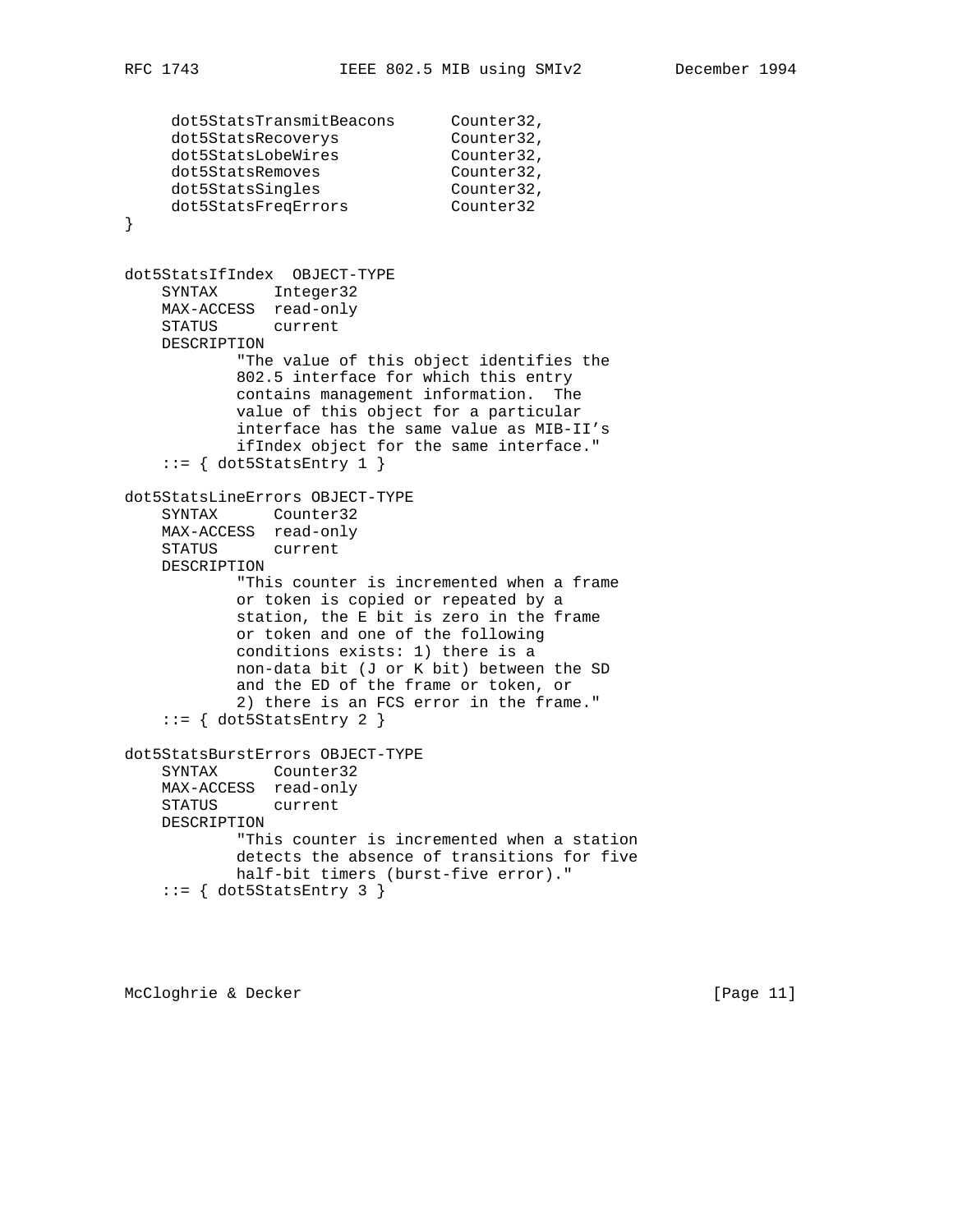```
     dot5StatsTransmitBeacons      Counter32,
     dot5StatsRecoverys            Counter32,
     dot5StatsLobeWires            Counter32,
     dot5StatsRemoves              Counter32,
     dot5StatsSingles              Counter32,
     dot5StatsFreqErrors           Counter32
}


dot5StatsIfIndex  OBJECT-TYPE
    SYNTAX      Integer32
    MAX-ACCESS  read-only
    STATUS      current
    DESCRIPTION
            "The value of this object identifies the
            802.5 interface for which this entry
            contains management information.  The
            value of this object for a particular
            interface has the same value as MIB-II's
            ifIndex object for the same interface."
    ::= { dot5StatsEntry 1 }

dot5StatsLineErrors OBJECT-TYPE
    SYNTAX      Counter32
    MAX-ACCESS  read-only
    STATUS      current
    DESCRIPTION
            "This counter is incremented when a frame
            or token is copied or repeated by a
            station, the E bit is zero in the frame
            or token and one of the following
            conditions exists: 1) there is a
            non-data bit (J or K bit) between the SD
            and the ED of the frame or token, or
            2) there is an FCS error in the frame."
    ::= { dot5StatsEntry 2 }

dot5StatsBurstErrors OBJECT-TYPE
    SYNTAX      Counter32
    MAX-ACCESS  read-only
    STATUS      current
    DESCRIPTION
            "This counter is incremented when a station
            detects the absence of transitions for five
            half-bit timers (burst-five error)."
    ::= { dot5StatsEntry 3 }
```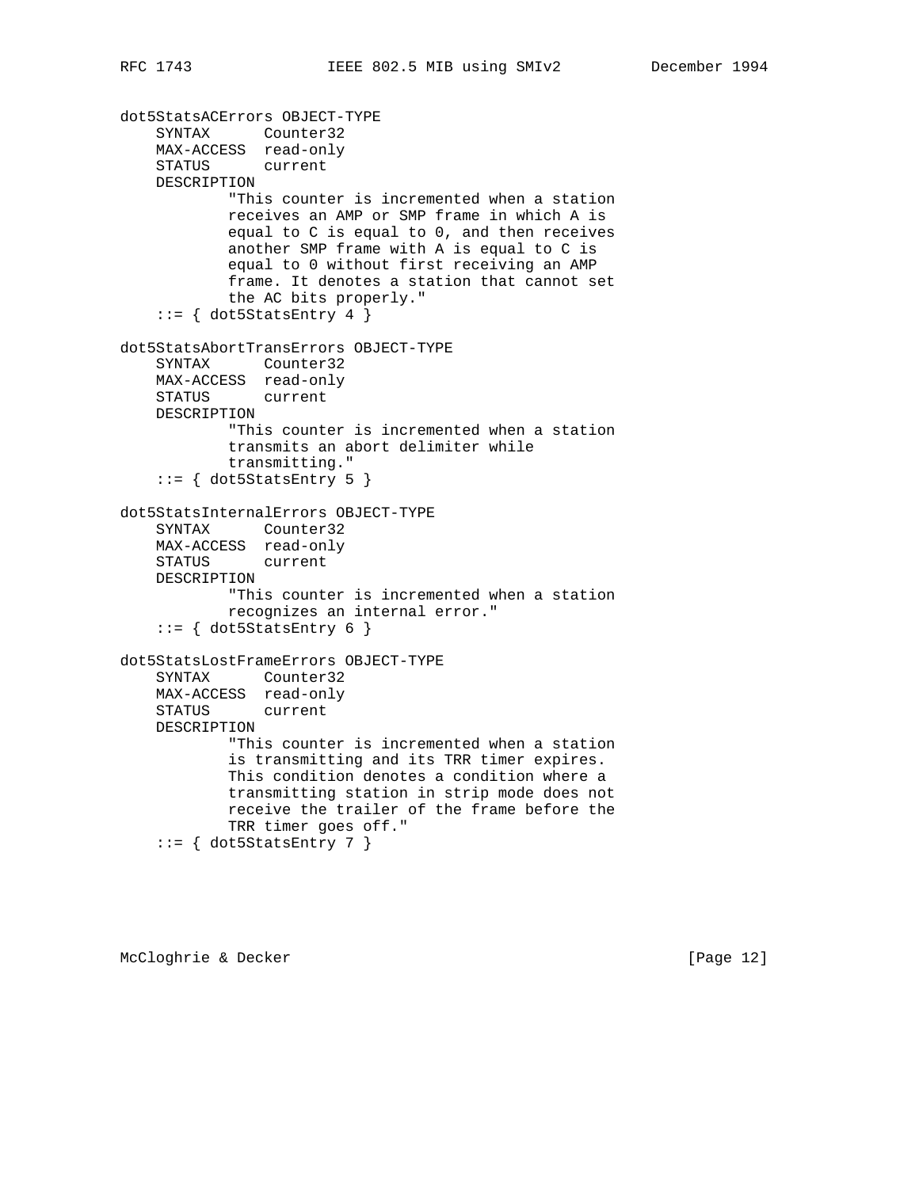```
dot5StatsACErrors OBJECT-TYPE
    SYNTAX      Counter32
    MAX-ACCESS  read-only
    STATUS      current
    DESCRIPTION
            "This counter is incremented when a station
            receives an AMP or SMP frame in which A is
            equal to C is equal to 0, and then receives
            another SMP frame with A is equal to C is
            equal to 0 without first receiving an AMP
            frame. It denotes a station that cannot set
            the AC bits properly."
    ::= { dot5StatsEntry 4 }

dot5StatsAbortTransErrors OBJECT-TYPE
    SYNTAX      Counter32
    MAX-ACCESS  read-only
    STATUS      current
    DESCRIPTION
            "This counter is incremented when a station
            transmits an abort delimiter while
            transmitting."
    ::= { dot5StatsEntry 5 }

dot5StatsInternalErrors OBJECT-TYPE
    SYNTAX      Counter32
    MAX-ACCESS  read-only
    STATUS      current
    DESCRIPTION
            "This counter is incremented when a station
            recognizes an internal error."
    ::= { dot5StatsEntry 6 }

dot5StatsLostFrameErrors OBJECT-TYPE
    SYNTAX      Counter32
    MAX-ACCESS  read-only
    STATUS      current
    DESCRIPTION
            "This counter is incremented when a station
            is transmitting and its TRR timer expires.
            This condition denotes a condition where a
            transmitting station in strip mode does not
            receive the trailer of the frame before the
            TRR timer goes off."
    ::= { dot5StatsEntry 7 }
```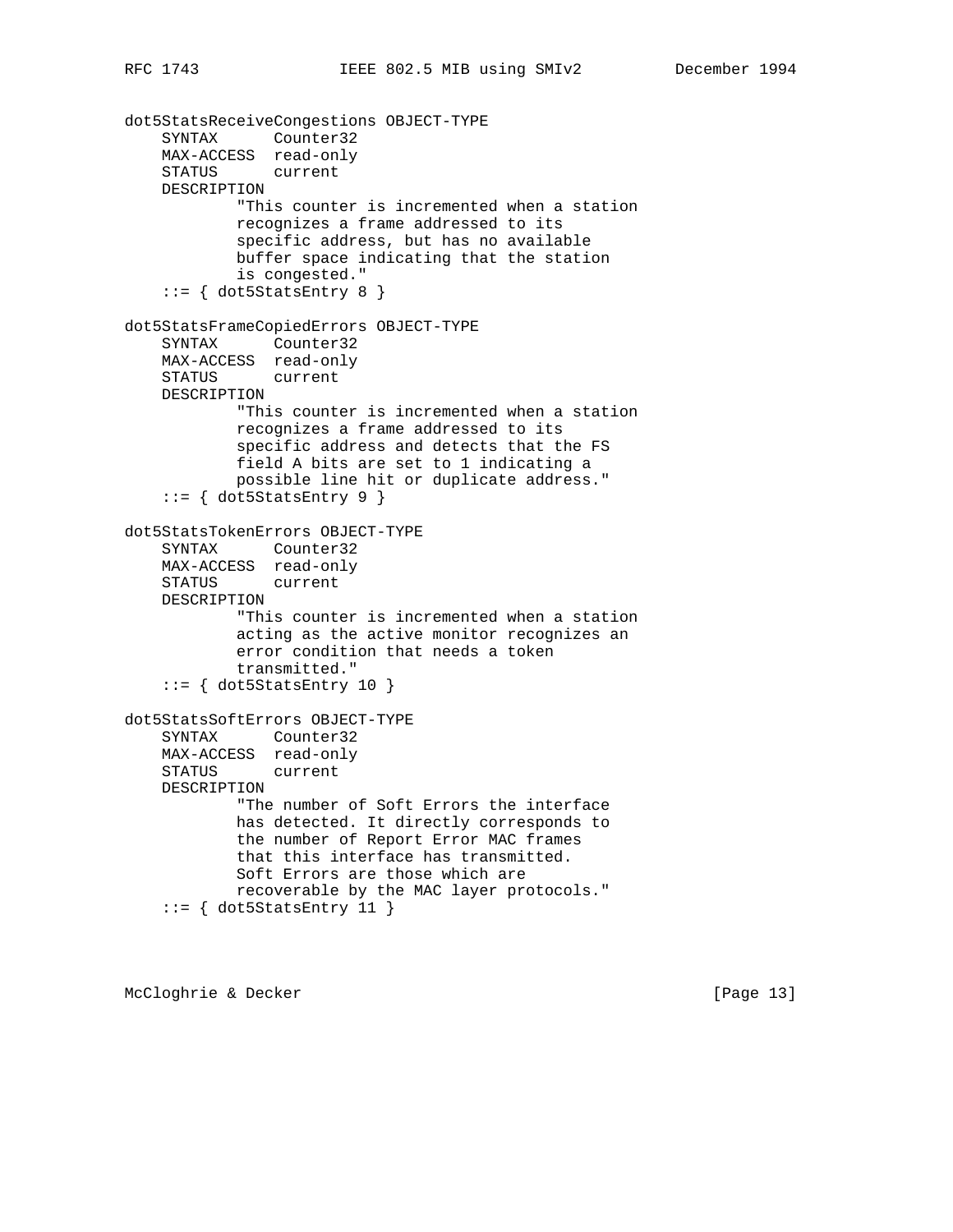```
dot5StatsReceiveCongestions OBJECT-TYPE
    SYNTAX      Counter32
    MAX-ACCESS  read-only
    STATUS      current
    DESCRIPTION
            "This counter is incremented when a station
            recognizes a frame addressed to its
            specific address, but has no available
            buffer space indicating that the station
            is congested."
    ::= { dot5StatsEntry 8 }

dot5StatsFrameCopiedErrors OBJECT-TYPE
    SYNTAX      Counter32
    MAX-ACCESS  read-only
    STATUS      current
    DESCRIPTION
            "This counter is incremented when a station
            recognizes a frame addressed to its
            specific address and detects that the FS
            field A bits are set to 1 indicating a
            possible line hit or duplicate address."
    ::= { dot5StatsEntry 9 }

dot5StatsTokenErrors OBJECT-TYPE
    SYNTAX      Counter32
    MAX-ACCESS  read-only
    STATUS      current
    DESCRIPTION
            "This counter is incremented when a station
            acting as the active monitor recognizes an
            error condition that needs a token
            transmitted."
    ::= { dot5StatsEntry 10 }

dot5StatsSoftErrors OBJECT-TYPE
    SYNTAX      Counter32
    MAX-ACCESS  read-only
    STATUS      current
    DESCRIPTION
            "The number of Soft Errors the interface
            has detected. It directly corresponds to
            the number of Report Error MAC frames
            that this interface has transmitted.
            Soft Errors are those which are
            recoverable by the MAC layer protocols."
    ::= { dot5StatsEntry 11 }
```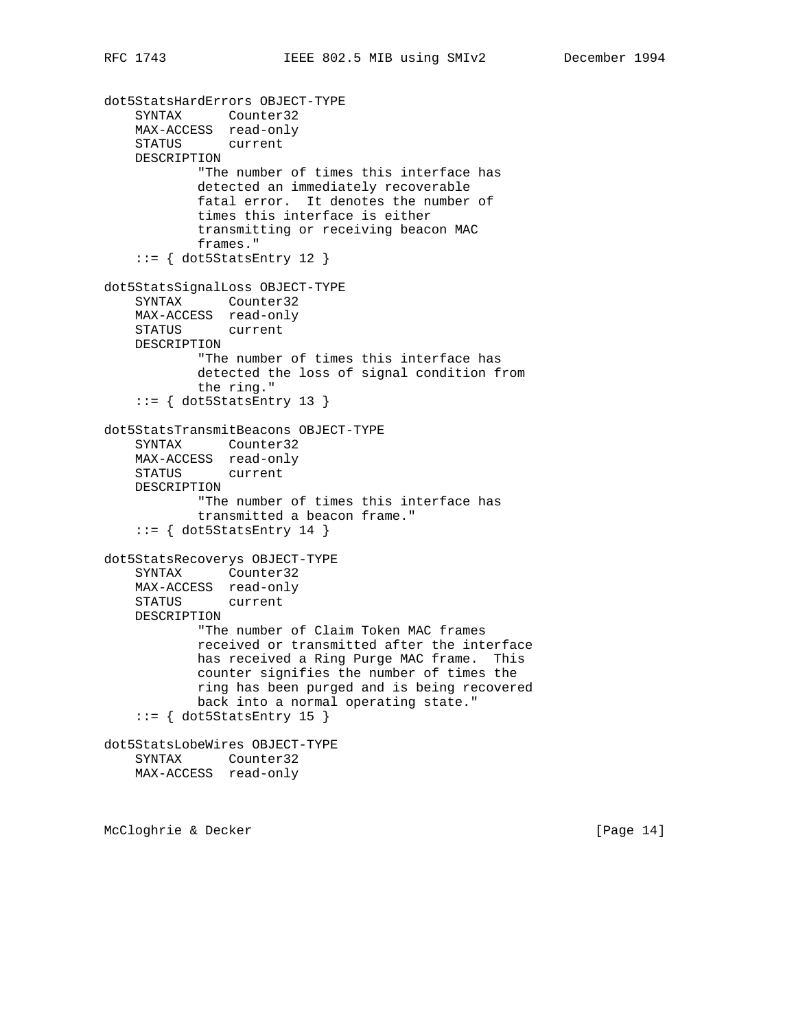```
dot5StatsHardErrors OBJECT-TYPE
    SYNTAX      Counter32
    MAX-ACCESS  read-only
    STATUS      current
    DESCRIPTION
            "The number of times this interface has
            detected an immediately recoverable
            fatal error.  It denotes the number of
            times this interface is either
            transmitting or receiving beacon MAC
            frames."
    ::= { dot5StatsEntry 12 }

dot5StatsSignalLoss OBJECT-TYPE
    SYNTAX      Counter32
    MAX-ACCESS  read-only
    STATUS      current
    DESCRIPTION
            "The number of times this interface has
            detected the loss of signal condition from
            the ring."
    ::= { dot5StatsEntry 13 }

dot5StatsTransmitBeacons OBJECT-TYPE
    SYNTAX      Counter32
    MAX-ACCESS  read-only
    STATUS      current
    DESCRIPTION
            "The number of times this interface has
            transmitted a beacon frame."
    ::= { dot5StatsEntry 14 }

dot5StatsRecoverys OBJECT-TYPE
    SYNTAX      Counter32
    MAX-ACCESS  read-only
    STATUS      current
    DESCRIPTION
            "The number of Claim Token MAC frames
            received or transmitted after the interface
            has received a Ring Purge MAC frame.  This
            counter signifies the number of times the
            ring has been purged and is being recovered
            back into a normal operating state."
    ::= { dot5StatsEntry 15 }

dot5StatsLobeWires OBJECT-TYPE
    SYNTAX      Counter32
    MAX-ACCESS  read-only
```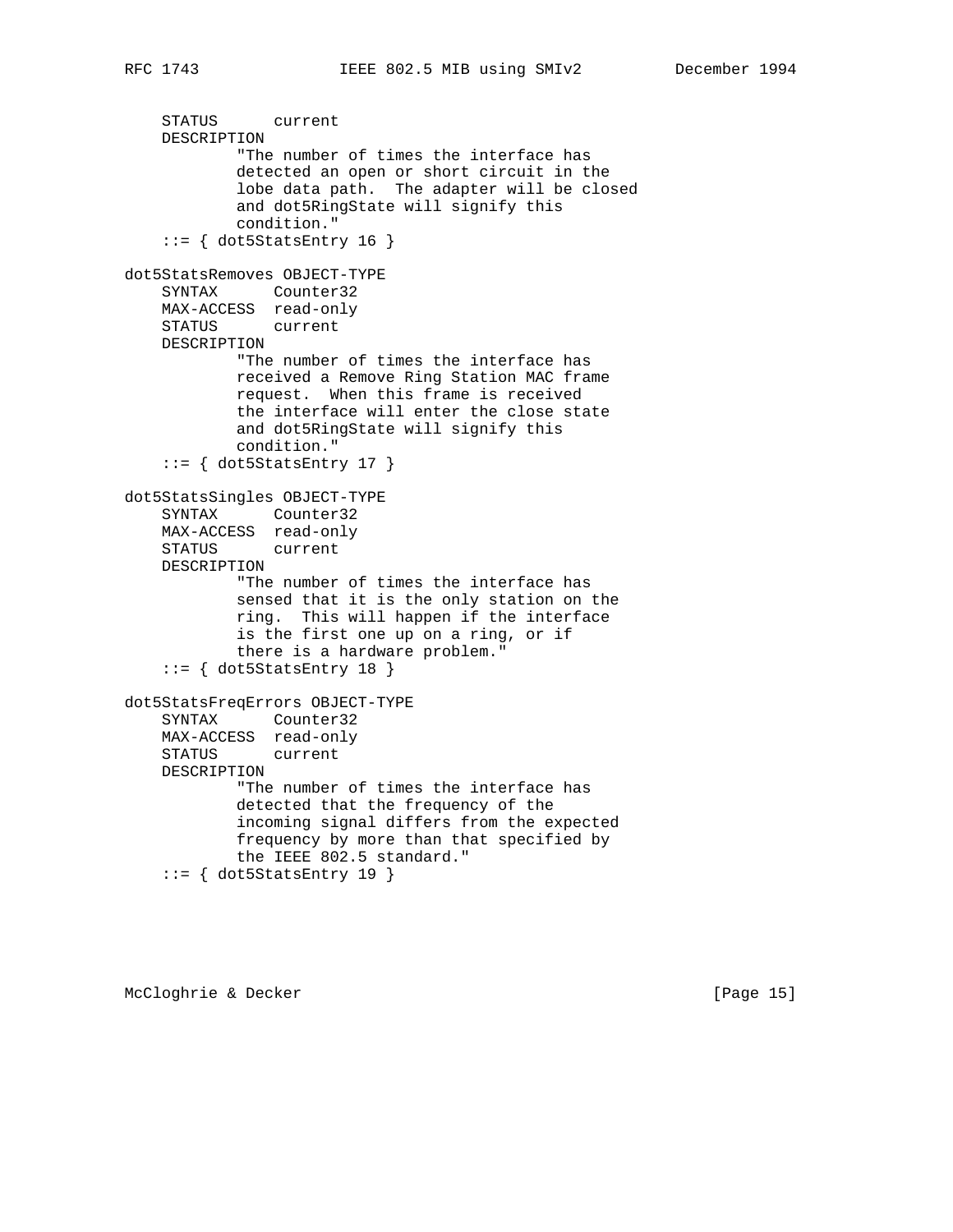```
    STATUS      current
    DESCRIPTION
            "The number of times the interface has
            detected an open or short circuit in the
            lobe data path.  The adapter will be closed
            and dot5RingState will signify this
            condition."
    ::= { dot5StatsEntry 16 }

dot5StatsRemoves OBJECT-TYPE
    SYNTAX      Counter32
    MAX-ACCESS  read-only
    STATUS      current
    DESCRIPTION
            "The number of times the interface has
            received a Remove Ring Station MAC frame
            request.  When this frame is received
            the interface will enter the close state
            and dot5RingState will signify this
            condition."
    ::= { dot5StatsEntry 17 }

dot5StatsSingles OBJECT-TYPE
    SYNTAX      Counter32
    MAX-ACCESS  read-only
    STATUS      current
    DESCRIPTION
            "The number of times the interface has
            sensed that it is the only station on the
            ring.  This will happen if the interface
            is the first one up on a ring, or if
            there is a hardware problem."
    ::= { dot5StatsEntry 18 }

dot5StatsFreqErrors OBJECT-TYPE
    SYNTAX      Counter32
    MAX-ACCESS  read-only
    STATUS      current
    DESCRIPTION
            "The number of times the interface has
            detected that the frequency of the
            incoming signal differs from the expected
            frequency by more than that specified by
            the IEEE 802.5 standard."
    ::= { dot5StatsEntry 19 }
```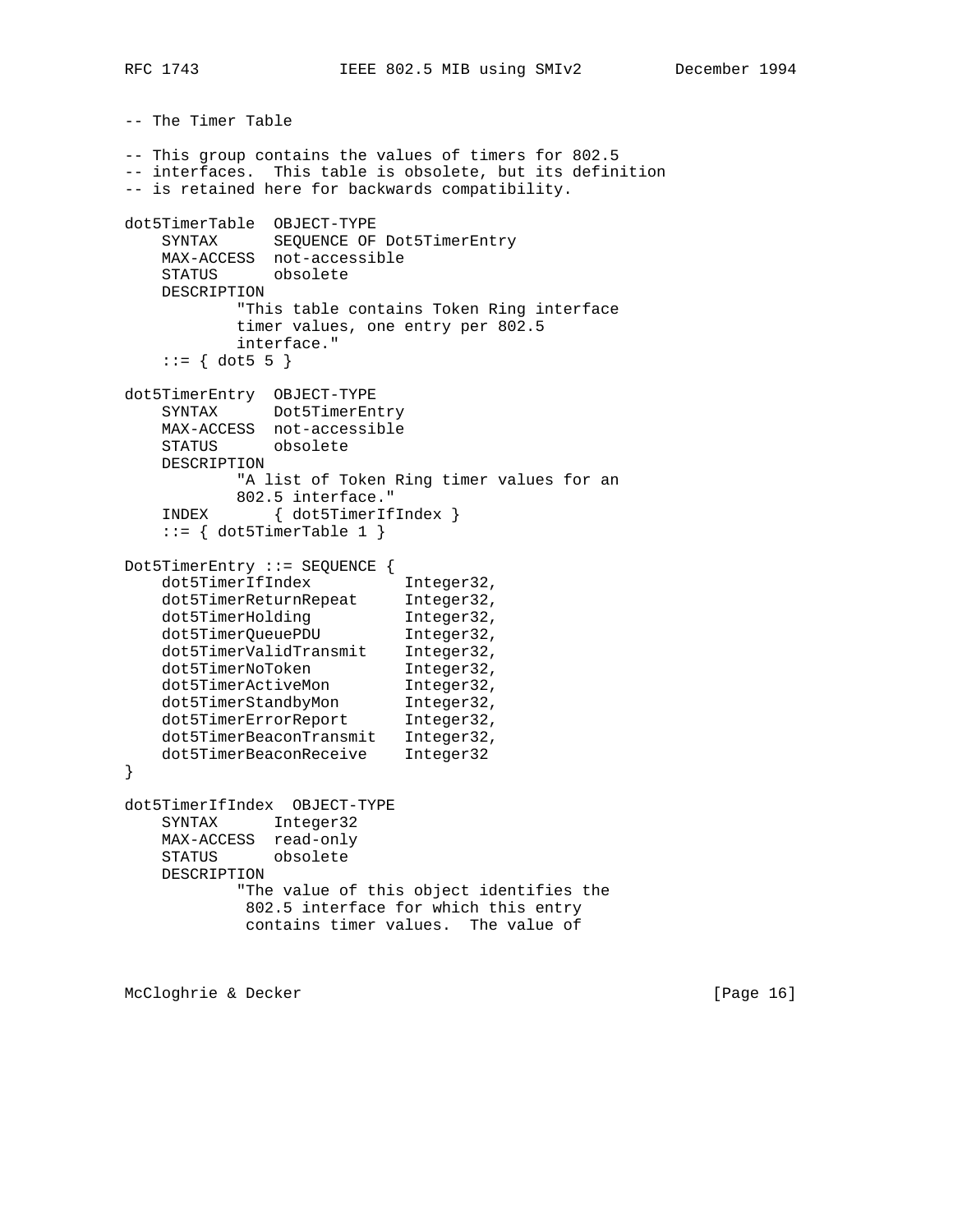```
-- The Timer Table

-- This group contains the values of timers for 802.5
-- interfaces.  This table is obsolete, but its definition
-- is retained here for backwards compatibility.

dot5TimerTable  OBJECT-TYPE
    SYNTAX      SEQUENCE OF Dot5TimerEntry
    MAX-ACCESS  not-accessible
    STATUS      obsolete
    DESCRIPTION
            "This table contains Token Ring interface
            timer values, one entry per 802.5
            interface."
    ::= { dot5 5 }

dot5TimerEntry  OBJECT-TYPE
    SYNTAX      Dot5TimerEntry
    MAX-ACCESS  not-accessible
    STATUS      obsolete
    DESCRIPTION
            "A list of Token Ring timer values for an
            802.5 interface."
    INDEX       { dot5TimerIfIndex }
    ::= { dot5TimerTable 1 }

Dot5TimerEntry ::= SEQUENCE {
    dot5TimerIfIndex          Integer32,
    dot5TimerReturnRepeat     Integer32,
    dot5TimerHolding          Integer32,
    dot5TimerQueuePDU         Integer32,
    dot5TimerValidTransmit    Integer32,
    dot5TimerNoToken          Integer32,
    dot5TimerActiveMon        Integer32,
    dot5TimerStandbyMon       Integer32,
    dot5TimerErrorReport      Integer32,
    dot5TimerBeaconTransmit   Integer32,
    dot5TimerBeaconReceive    Integer32
}

dot5TimerIfIndex  OBJECT-TYPE
    SYNTAX      Integer32
    MAX-ACCESS  read-only
    STATUS      obsolete
    DESCRIPTION
            "The value of this object identifies the
             802.5 interface for which this entry
             contains timer values.  The value of
```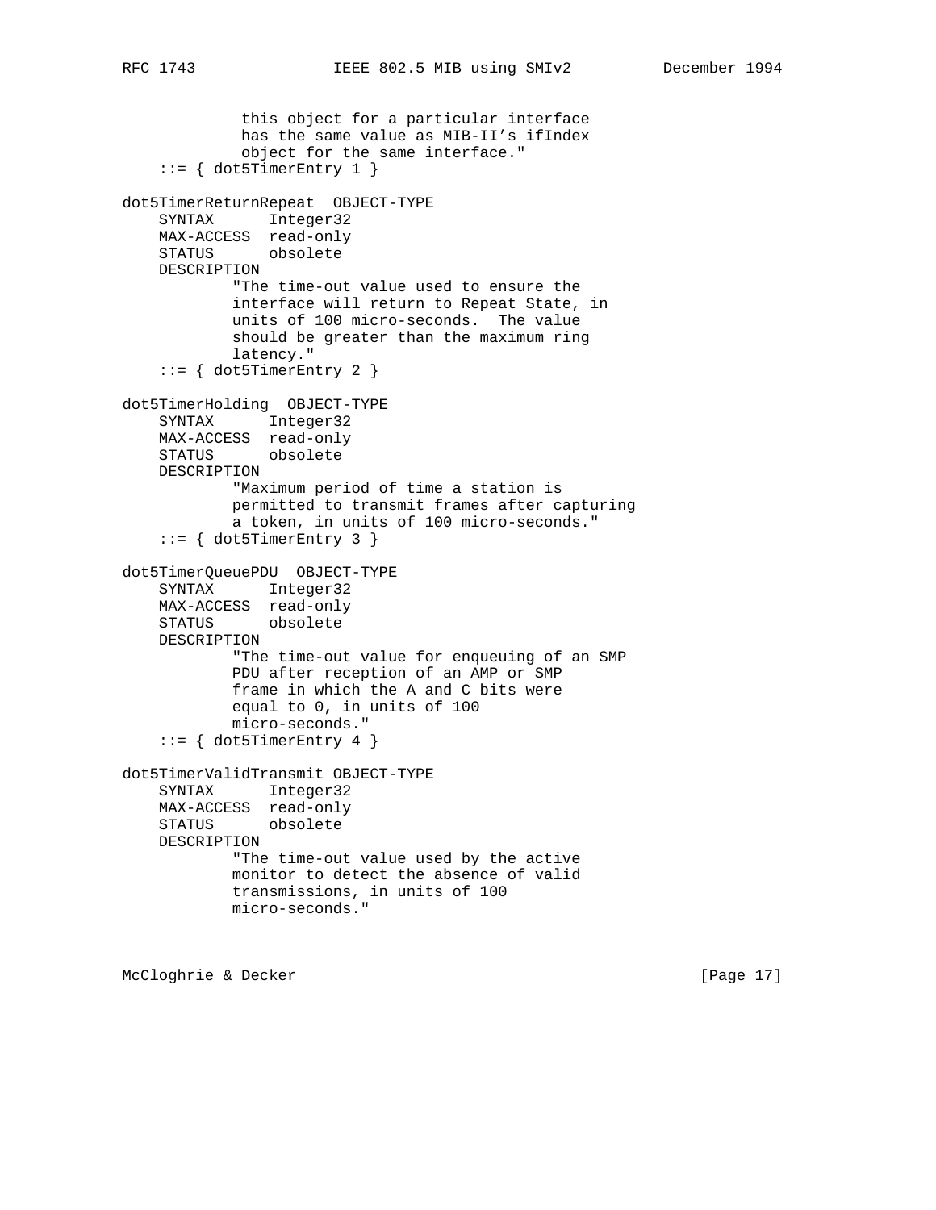```
             this object for a particular interface
             has the same value as MIB-II's ifIndex
             object for the same interface."
    ::= { dot5TimerEntry 1 }

dot5TimerReturnRepeat  OBJECT-TYPE
    SYNTAX      Integer32
    MAX-ACCESS  read-only
    STATUS      obsolete
    DESCRIPTION
            "The time-out value used to ensure the
            interface will return to Repeat State, in
            units of 100 micro-seconds.  The value
            should be greater than the maximum ring
            latency."
    ::= { dot5TimerEntry 2 }

dot5TimerHolding  OBJECT-TYPE
    SYNTAX      Integer32
    MAX-ACCESS  read-only
    STATUS      obsolete
    DESCRIPTION
            "Maximum period of time a station is
            permitted to transmit frames after capturing
            a token, in units of 100 micro-seconds."
    ::= { dot5TimerEntry 3 }

dot5TimerQueuePDU  OBJECT-TYPE
    SYNTAX      Integer32
    MAX-ACCESS  read-only
    STATUS      obsolete
    DESCRIPTION
            "The time-out value for enqueuing of an SMP
            PDU after reception of an AMP or SMP
            frame in which the A and C bits were
            equal to 0, in units of 100
            micro-seconds."
    ::= { dot5TimerEntry 4 }

dot5TimerValidTransmit OBJECT-TYPE
    SYNTAX      Integer32
    MAX-ACCESS  read-only
    STATUS      obsolete
    DESCRIPTION
            "The time-out value used by the active
            monitor to detect the absence of valid
            transmissions, in units of 100
            micro-seconds."
```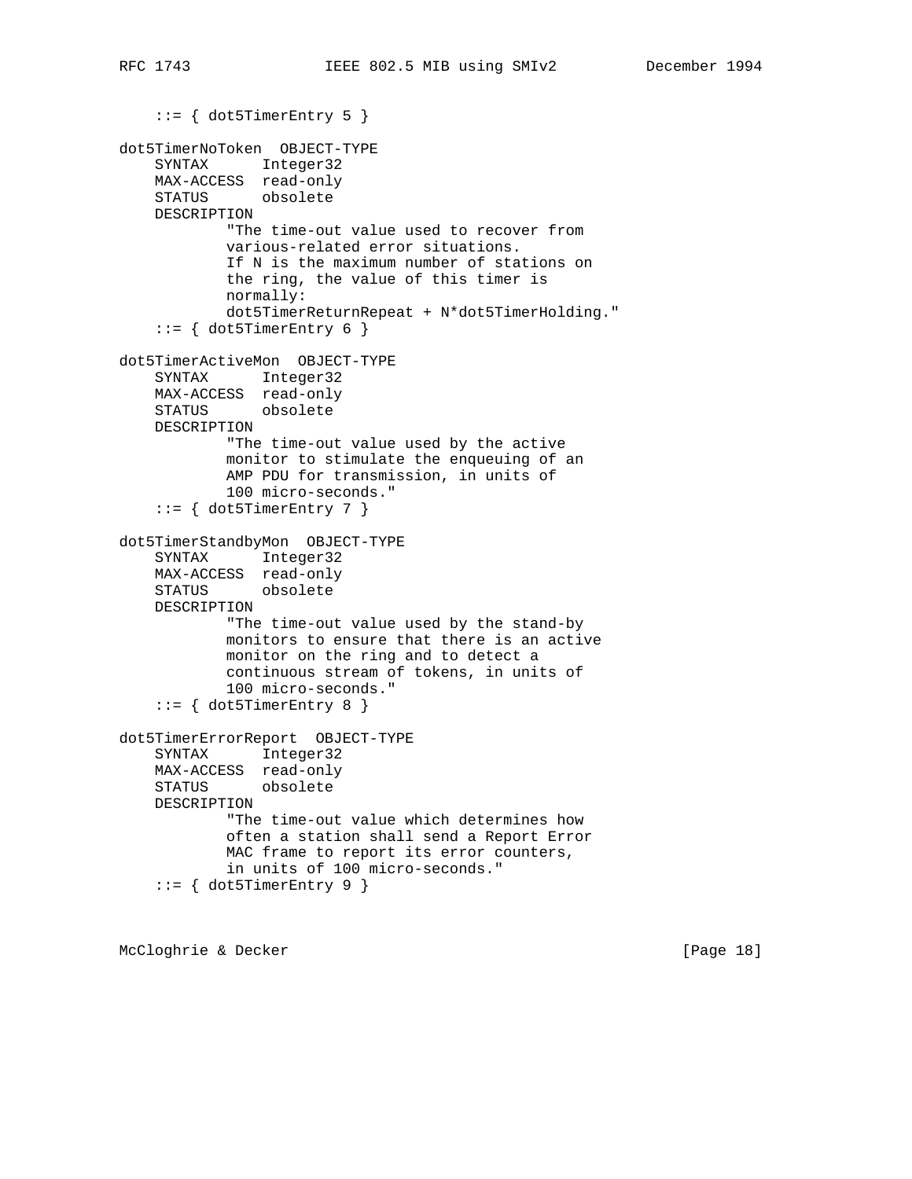```
    ::= { dot5TimerEntry 5 }

dot5TimerNoToken  OBJECT-TYPE
    SYNTAX      Integer32
    MAX-ACCESS  read-only
    STATUS      obsolete
    DESCRIPTION
            "The time-out value used to recover from
            various-related error situations.
            If N is the maximum number of stations on
            the ring, the value of this timer is
            normally:
            dot5TimerReturnRepeat + N*dot5TimerHolding."
    ::= { dot5TimerEntry 6 }

dot5TimerActiveMon  OBJECT-TYPE
    SYNTAX      Integer32
    MAX-ACCESS  read-only
    STATUS      obsolete
    DESCRIPTION
            "The time-out value used by the active
            monitor to stimulate the enqueuing of an
            AMP PDU for transmission, in units of
            100 micro-seconds."
    ::= { dot5TimerEntry 7 }

dot5TimerStandbyMon  OBJECT-TYPE
    SYNTAX      Integer32
    MAX-ACCESS  read-only
    STATUS      obsolete
    DESCRIPTION
            "The time-out value used by the stand-by
            monitors to ensure that there is an active
            monitor on the ring and to detect a
            continuous stream of tokens, in units of
            100 micro-seconds."
    ::= { dot5TimerEntry 8 }

dot5TimerErrorReport  OBJECT-TYPE
    SYNTAX      Integer32
    MAX-ACCESS  read-only
    STATUS      obsolete
    DESCRIPTION
            "The time-out value which determines how
            often a station shall send a Report Error
            MAC frame to report its error counters,
            in units of 100 micro-seconds."
    ::= { dot5TimerEntry 9 }
```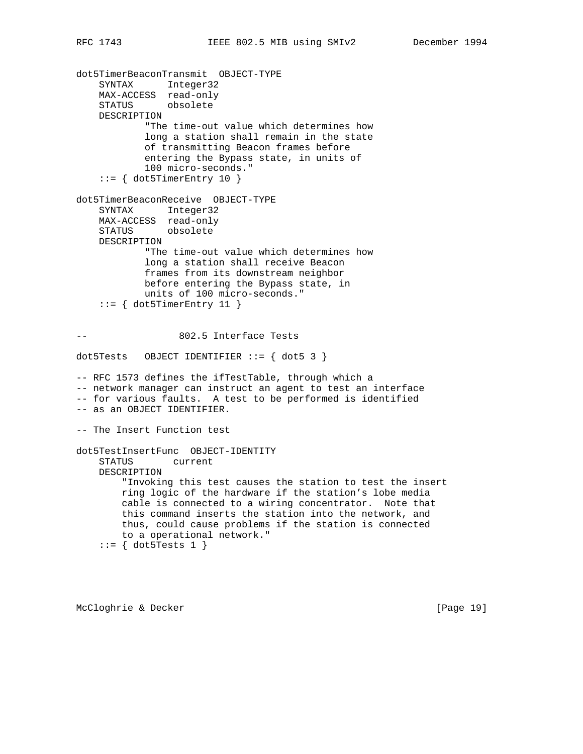```
dot5TimerBeaconTransmit  OBJECT-TYPE
    SYNTAX      Integer32
    MAX-ACCESS  read-only
    STATUS      obsolete
    DESCRIPTION
            "The time-out value which determines how
            long a station shall remain in the state
            of transmitting Beacon frames before
            entering the Bypass state, in units of
            100 micro-seconds."
    ::= { dot5TimerEntry 10 }

dot5TimerBeaconReceive  OBJECT-TYPE
    SYNTAX      Integer32
    MAX-ACCESS  read-only
    STATUS      obsolete
    DESCRIPTION
            "The time-out value which determines how
            long a station shall receive Beacon
            frames from its downstream neighbor
            before entering the Bypass state, in
            units of 100 micro-seconds."
    ::= { dot5TimerEntry 11 }


--                802.5 Interface Tests

dot5Tests   OBJECT IDENTIFIER ::= { dot5 3 }

-- RFC 1573 defines the ifTestTable, through which a
-- network manager can instruct an agent to test an interface
-- for various faults.  A test to be performed is identified
-- as an OBJECT IDENTIFIER.

-- The Insert Function test

dot5TestInsertFunc  OBJECT-IDENTITY
    STATUS       current
    DESCRIPTION
        "Invoking this test causes the station to test the insert
        ring logic of the hardware if the station's lobe media
        cable is connected to a wiring concentrator.  Note that
        this command inserts the station into the network, and
        thus, could cause problems if the station is connected
        to a operational network."
    ::= { dot5Tests 1 }
```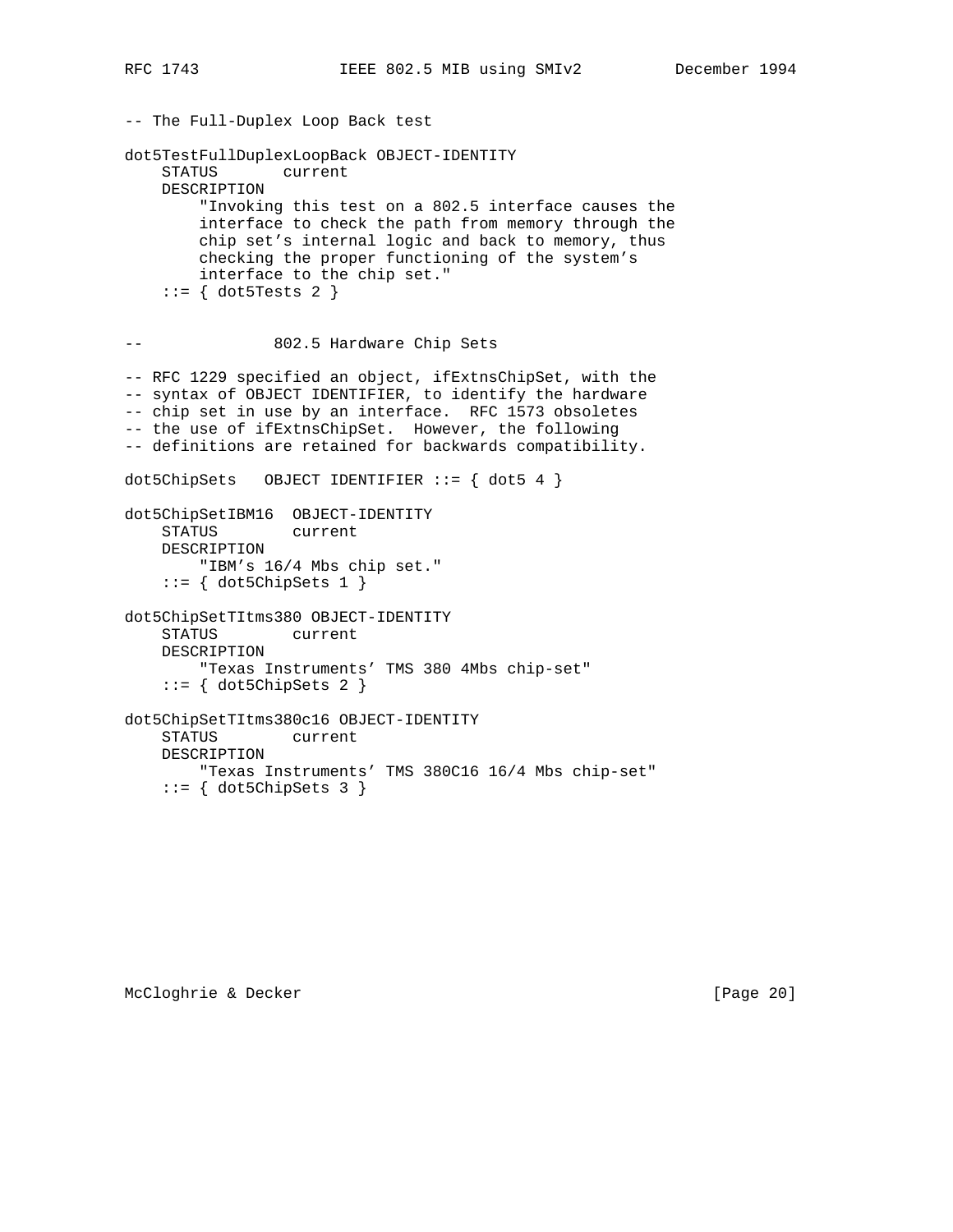```
-- The Full-Duplex Loop Back test

dot5TestFullDuplexLoopBack OBJECT-IDENTITY
    STATUS       current
    DESCRIPTION
        "Invoking this test on a 802.5 interface causes the
        interface to check the path from memory through the
        chip set's internal logic and back to memory, thus
        checking the proper functioning of the system's
        interface to the chip set."
    ::= { dot5Tests 2 }


--              802.5 Hardware Chip Sets

-- RFC 1229 specified an object, ifExtnsChipSet, with the
-- syntax of OBJECT IDENTIFIER, to identify the hardware
-- chip set in use by an interface.  RFC 1573 obsoletes
-- the use of ifExtnsChipSet.  However, the following
-- definitions are retained for backwards compatibility.

dot5ChipSets   OBJECT IDENTIFIER ::= { dot5 4 }

dot5ChipSetIBM16  OBJECT-IDENTITY
    STATUS        current
    DESCRIPTION
        "IBM's 16/4 Mbs chip set."
    ::= { dot5ChipSets 1 }

dot5ChipSetTItms380 OBJECT-IDENTITY
    STATUS        current
    DESCRIPTION
        "Texas Instruments' TMS 380 4Mbs chip-set"
    ::= { dot5ChipSets 2 }

dot5ChipSetTItms380c16 OBJECT-IDENTITY
    STATUS        current
    DESCRIPTION
        "Texas Instruments' TMS 380C16 16/4 Mbs chip-set"
    ::= { dot5ChipSets 3 }
```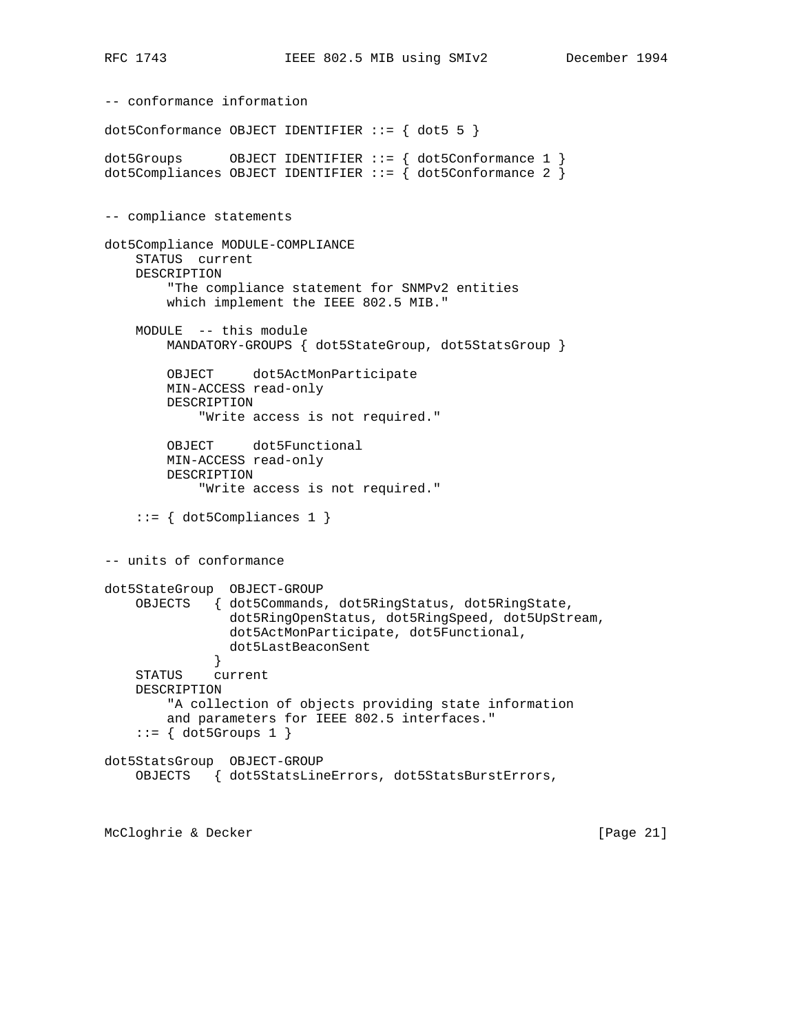```
-- conformance information

dot5Conformance OBJECT IDENTIFIER ::= { dot5 5 }

dot5Groups      OBJECT IDENTIFIER ::= { dot5Conformance 1 }
dot5Compliances OBJECT IDENTIFIER ::= { dot5Conformance 2 }


-- compliance statements

dot5Compliance MODULE-COMPLIANCE
    STATUS  current
    DESCRIPTION
        "The compliance statement for SNMPv2 entities
        which implement the IEEE 802.5 MIB."

    MODULE  -- this module
        MANDATORY-GROUPS { dot5StateGroup, dot5StatsGroup }

        OBJECT     dot5ActMonParticipate
        MIN-ACCESS read-only
        DESCRIPTION
            "Write access is not required."

        OBJECT     dot5Functional
        MIN-ACCESS read-only
        DESCRIPTION
            "Write access is not required."

    ::= { dot5Compliances 1 }


-- units of conformance

dot5StateGroup  OBJECT-GROUP
    OBJECTS   { dot5Commands, dot5RingStatus, dot5RingState,
                dot5RingOpenStatus, dot5RingSpeed, dot5UpStream,
                dot5ActMonParticipate, dot5Functional,
                dot5LastBeaconSent
              }
    STATUS    current
    DESCRIPTION
        "A collection of objects providing state information
        and parameters for IEEE 802.5 interfaces."
    ::= { dot5Groups 1 }

dot5StatsGroup  OBJECT-GROUP
    OBJECTS   { dot5StatsLineErrors, dot5StatsBurstErrors,
```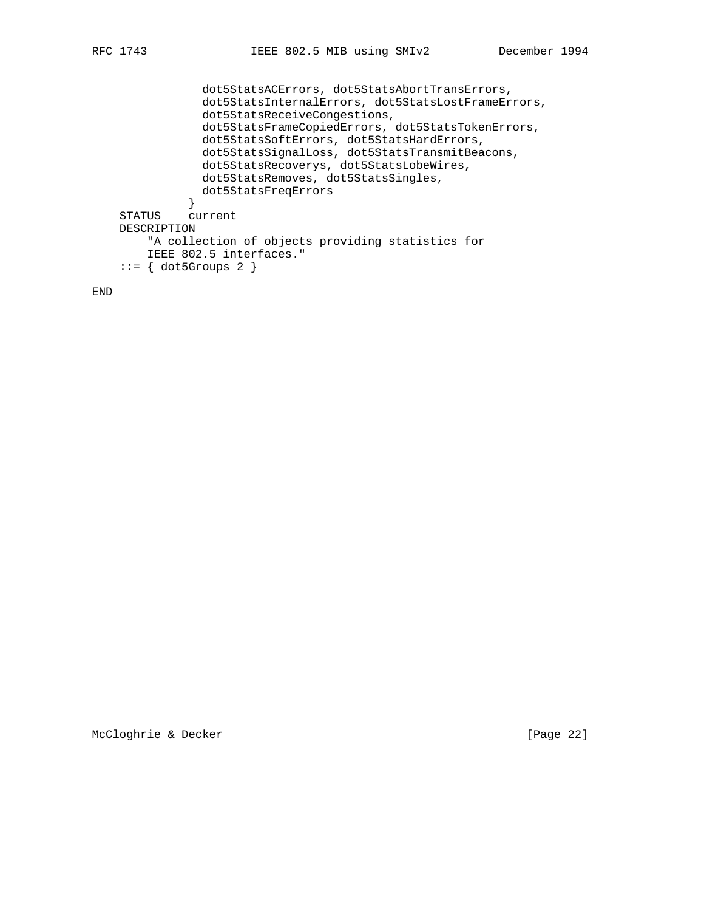```
                dot5StatsACErrors, dot5StatsAbortTransErrors,
                dot5StatsInternalErrors, dot5StatsLostFrameErrors,
                dot5StatsReceiveCongestions,
                dot5StatsFrameCopiedErrors, dot5StatsTokenErrors,
                dot5StatsSoftErrors, dot5StatsHardErrors,
                dot5StatsSignalLoss, dot5StatsTransmitBeacons,
                dot5StatsRecoverys, dot5StatsLobeWires,
                dot5StatsRemoves, dot5StatsSingles,
                dot5StatsFreqErrors
              }
    STATUS    current
    DESCRIPTION
        "A collection of objects providing statistics for
        IEEE 802.5 interfaces."
    ::= { dot5Groups 2 }

END
```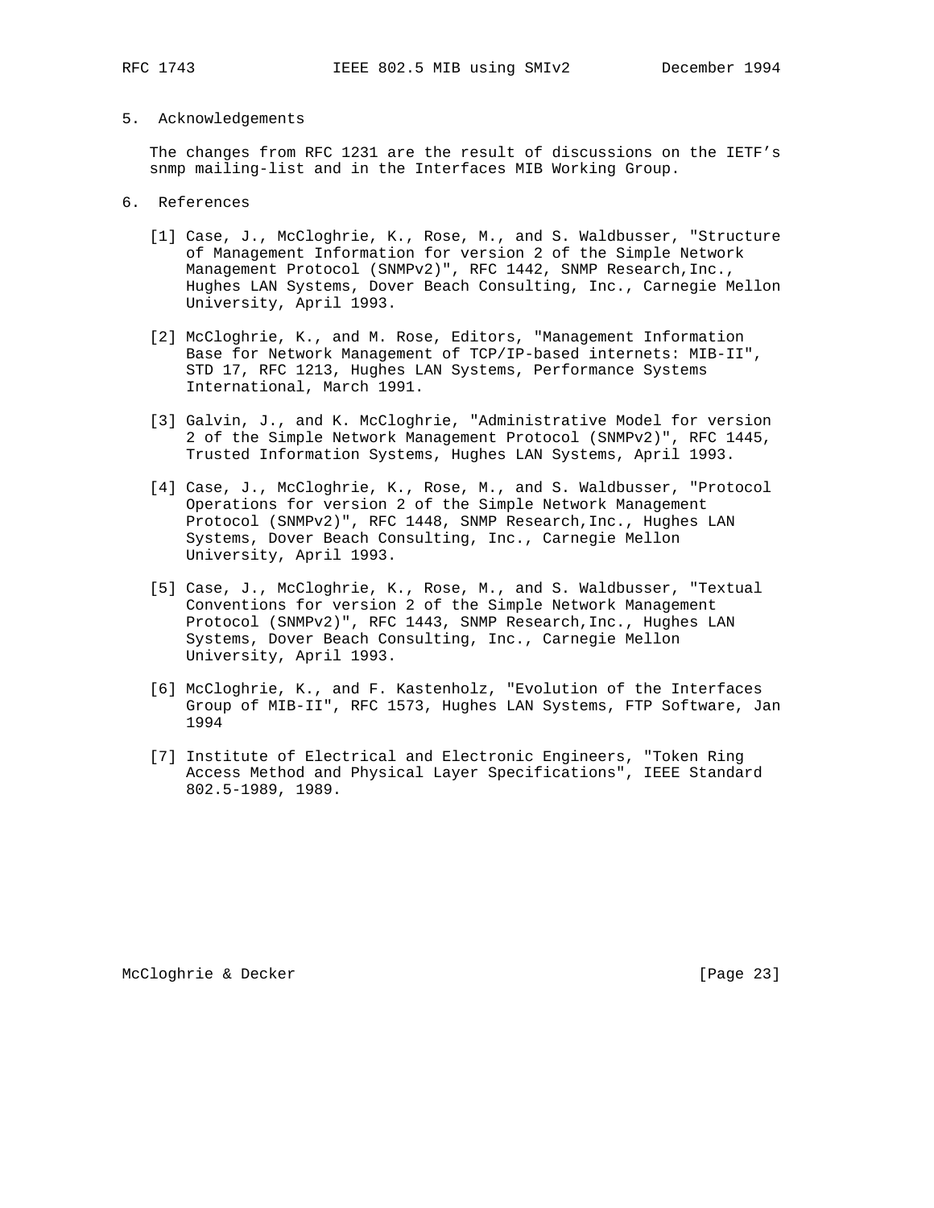## 5. Acknowledgements

The changes from RFC 1231 are the result of discussions on the IETF's snmp mailing-list and in the Interfaces MIB Working Group.

## 6. References

[1] Case, J., McCloghrie, K., Rose, M., and S. Waldbusser, "Structure of Management Information for version 2 of the Simple Network Management Protocol (SNMPv2)", RFC 1442, SNMP Research,Inc., Hughes LAN Systems, Dover Beach Consulting, Inc., Carnegie Mellon University, April 1993.

[2] McCloghrie, K., and M. Rose, Editors, "Management Information Base for Network Management of TCP/IP-based internets: MIB-II", STD 17, RFC 1213, Hughes LAN Systems, Performance Systems International, March 1991.

[3] Galvin, J., and K. McCloghrie, "Administrative Model for version 2 of the Simple Network Management Protocol (SNMPv2)", RFC 1445, Trusted Information Systems, Hughes LAN Systems, April 1993.

[4] Case, J., McCloghrie, K., Rose, M., and S. Waldbusser, "Protocol Operations for version 2 of the Simple Network Management Protocol (SNMPv2)", RFC 1448, SNMP Research,Inc., Hughes LAN Systems, Dover Beach Consulting, Inc., Carnegie Mellon University, April 1993.

[5] Case, J., McCloghrie, K., Rose, M., and S. Waldbusser, "Textual Conventions for version 2 of the Simple Network Management Protocol (SNMPv2)", RFC 1443, SNMP Research,Inc., Hughes LAN Systems, Dover Beach Consulting, Inc., Carnegie Mellon University, April 1993.

[6] McCloghrie, K., and F. Kastenholz, "Evolution of the Interfaces Group of MIB-II", RFC 1573, Hughes LAN Systems, FTP Software, Jan 1994

[7] Institute of Electrical and Electronic Engineers, "Token Ring Access Method and Physical Layer Specifications", IEEE Standard 802.5-1989, 1989.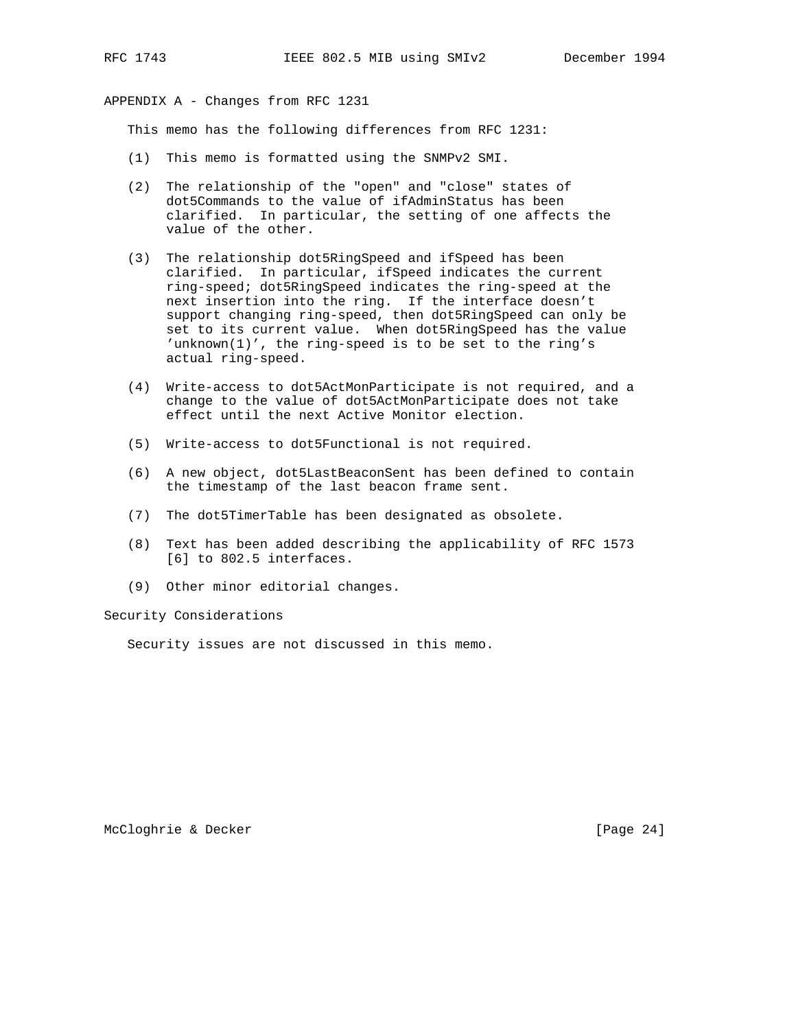## APPENDIX A - Changes from RFC 1231

This memo has the following differences from RFC 1231:

(1) This memo is formatted using the SNMPv2 SMI.

(2) The relationship of the "open" and "close" states of dot5Commands to the value of ifAdminStatus has been clarified. In particular, the setting of one affects the value of the other.

(3) The relationship dot5RingSpeed and ifSpeed has been clarified. In particular, ifSpeed indicates the current ring-speed; dot5RingSpeed indicates the ring-speed at the next insertion into the ring. If the interface doesn't support changing ring-speed, then dot5RingSpeed can only be set to its current value. When dot5RingSpeed has the value 'unknown(1)', the ring-speed is to be set to the ring's actual ring-speed.

(4) Write-access to dot5ActMonParticipate is not required, and a change to the value of dot5ActMonParticipate does not take effect until the next Active Monitor election.

(5) Write-access to dot5Functional is not required.

(6) A new object, dot5LastBeaconSent has been defined to contain the timestamp of the last beacon frame sent.

(7) The dot5TimerTable has been designated as obsolete.

(8) Text has been added describing the applicability of RFC 1573 [6] to 802.5 interfaces.

(9) Other minor editorial changes.

## Security Considerations

Security issues are not discussed in this memo.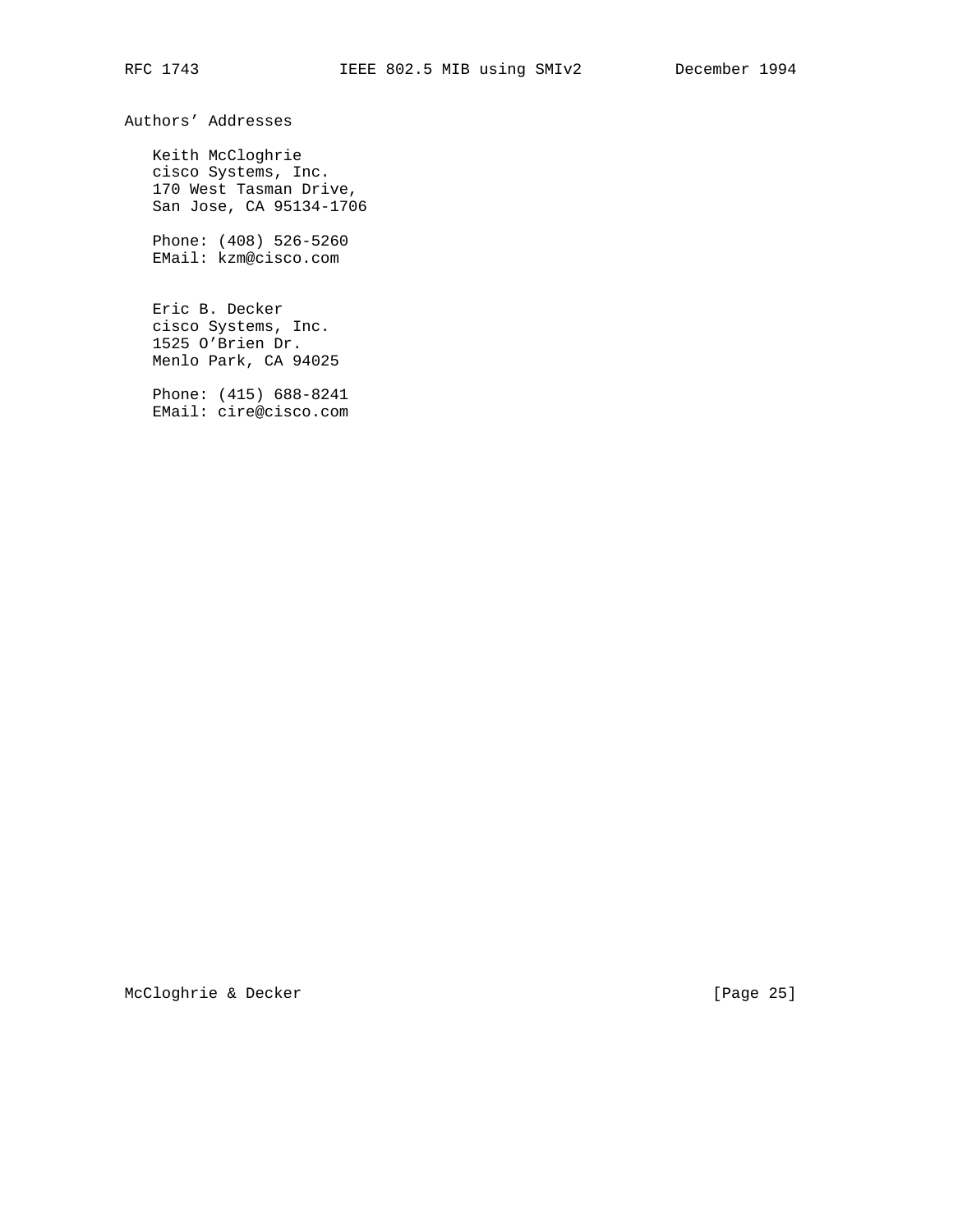## Authors' Addresses

Keith McCloghrie
cisco Systems, Inc.
170 West Tasman Drive,
San Jose, CA 95134-1706

Phone: (408) 526-5260
EMail: kzm@cisco.com

Eric B. Decker
cisco Systems, Inc.
1525 O'Brien Dr.
Menlo Park, CA 94025

Phone: (415) 688-8241
EMail: cire@cisco.com